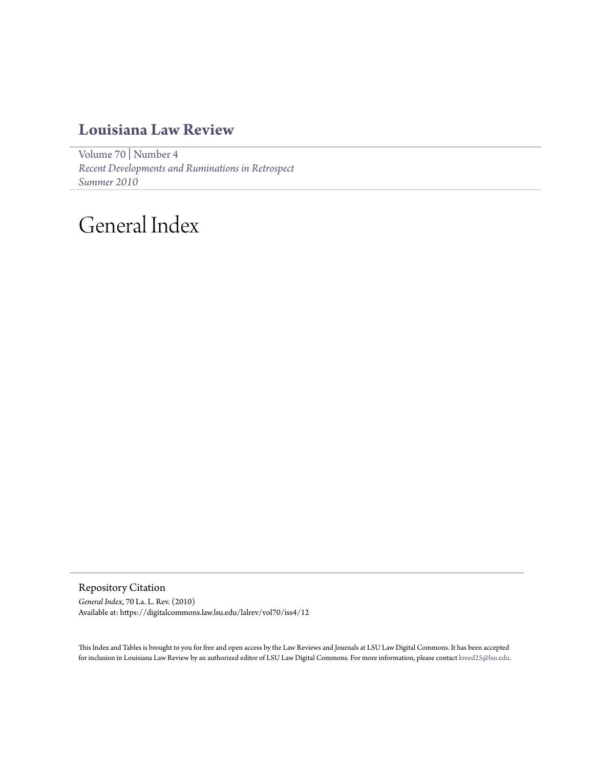# Louisiana Law Review

Volume 70 | Number 4
*Recent Developments and Ruminations in Retrospect*
*Summer 2010*

# General Index

## Repository Citation

*General Index*, 70 La. L. Rev. (2010)
Available at: https://digitalcommons.law.lsu.edu/lalrev/vol70/iss4/12

This Index and Tables is brought to you for free and open access by the Law Reviews and Journals at LSU Law Digital Commons. It has been accepted for inclusion in Louisiana Law Review by an authorized editor of LSU Law Digital Commons. For more information, please contact kreed25@lsu.edu.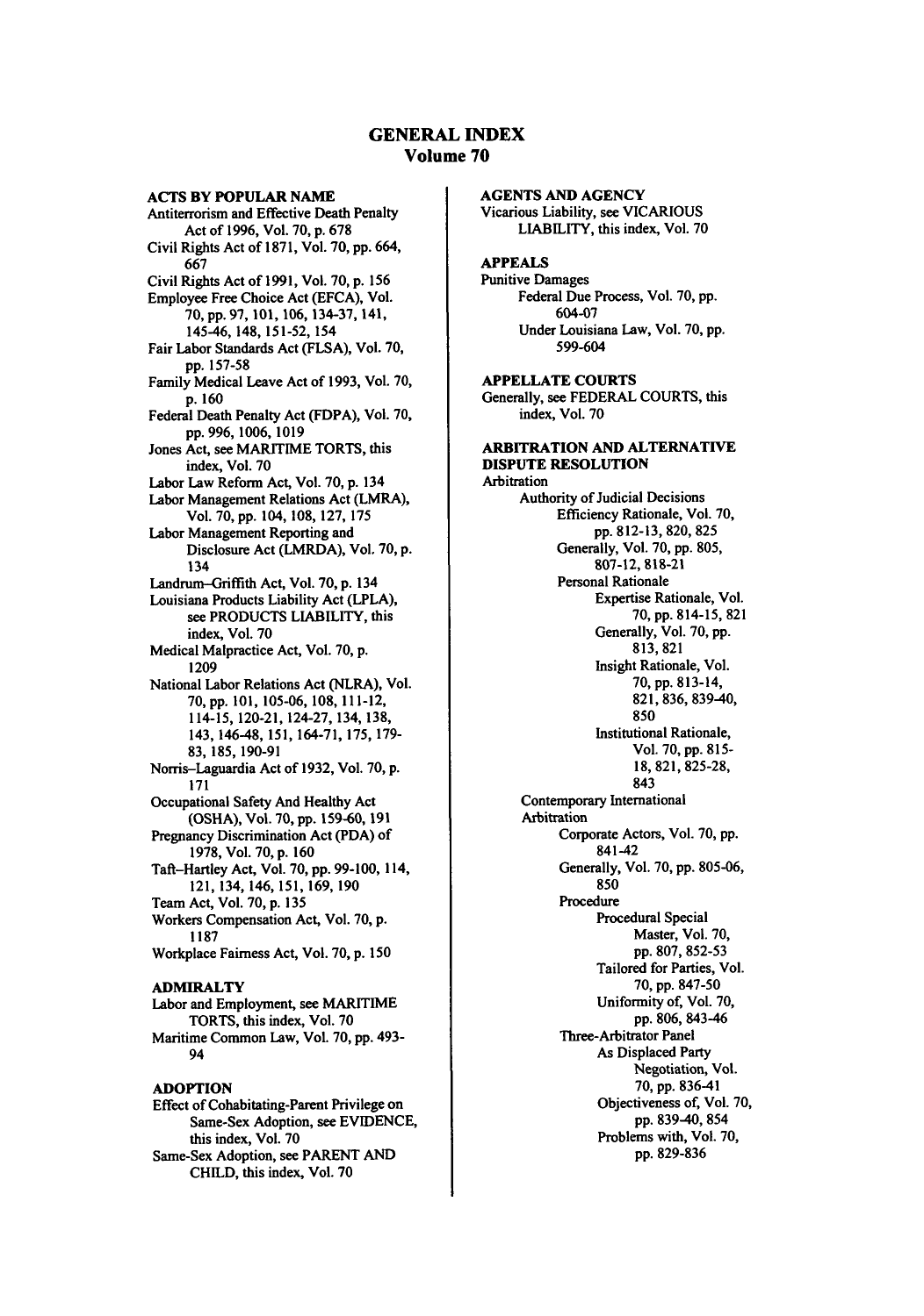# GENERAL INDEX
## Volume 70

**ACTS BY POPULAR NAME**

Antiterrorism and Effective Death Penalty Act of 1996, Vol. 70, p. 678

Civil Rights Act of 1871, Vol. 70, pp. 664, 667

Civil Rights Act of 1991, Vol. 70, p. 156

Employee Free Choice Act (EFCA), Vol. 70, pp. 97, 101, 106, 134-37, 141, 145-46, 148, 151-52, 154

Fair Labor Standards Act (FLSA), Vol. 70, pp. 157-58

Family Medical Leave Act of 1993, Vol. 70, p. 160

Federal Death Penalty Act (FDPA), Vol. 70, pp. 996, 1006, 1019

Jones Act, see MARITIME TORTS, this index, Vol. 70

Labor Law Reform Act, Vol. 70, p. 134

Labor Management Relations Act (LMRA), Vol. 70, pp. 104, 108, 127, 175

Labor Management Reporting and Disclosure Act (LMRDA), Vol. 70, p. 134

Landrum–Griffith Act, Vol. 70, p. 134

Louisiana Products Liability Act (LPLA), see PRODUCTS LIABILITY, this index, Vol. 70

Medical Malpractice Act, Vol. 70, p. 1209

National Labor Relations Act (NLRA), Vol. 70, pp. 101, 105-06, 108, 111-12, 114-15, 120-21, 124-27, 134, 138, 143, 146-48, 151, 164-71, 175, 179-83, 185, 190-91

Norris–Laguardia Act of 1932, Vol. 70, p. 171

Occupational Safety And Healthy Act (OSHA), Vol. 70, pp. 159-60, 191

Pregnancy Discrimination Act (PDA) of 1978, Vol. 70, p. 160

Taft–Hartley Act, Vol. 70, pp. 99-100, 114, 121, 134, 146, 151, 169, 190

Team Act, Vol. 70, p. 135

Workers Compensation Act, Vol. 70, p. 1187

Workplace Fairness Act, Vol. 70, p. 150

**ADMIRALTY**

Labor and Employment, see MARITIME TORTS, this index, Vol. 70

Maritime Common Law, Vol. 70, pp. 493-94

**ADOPTION**

Effect of Cohabitating-Parent Privilege on Same-Sex Adoption, see EVIDENCE, this index, Vol. 70

Same-Sex Adoption, see PARENT AND CHILD, this index, Vol. 70

**AGENTS AND AGENCY**

Vicarious Liability, see VICARIOUS LIABILITY, this index, Vol. 70

**APPEALS**

Punitive Damages
- Federal Due Process, Vol. 70, pp. 604-07
- Under Louisiana Law, Vol. 70, pp. 599-604

**APPELLATE COURTS**

Generally, see FEDERAL COURTS, this index, Vol. 70

**ARBITRATION AND ALTERNATIVE DISPUTE RESOLUTION**

Arbitration
- Authority of Judicial Decisions
  - Efficiency Rationale, Vol. 70, pp. 812-13, 820, 825
  - Generally, Vol. 70, pp. 805, 807-12, 818-21
  - Personal Rationale
    - Expertise Rationale, Vol. 70, pp. 814-15, 821
    - Generally, Vol. 70, pp. 813, 821
    - Insight Rationale, Vol. 70, pp. 813-14, 821, 836, 839-40, 850
    - Institutional Rationale, Vol. 70, pp. 815-18, 821, 825-28, 843
- Contemporary International Arbitration
  - Corporate Actors, Vol. 70, pp. 841-42
  - Generally, Vol. 70, pp. 805-06, 850
  - Procedure
    - Procedural Special Master, Vol. 70, pp. 807, 852-53
    - Tailored for Parties, Vol. 70, pp. 847-50
    - Uniformity of, Vol. 70, pp. 806, 843-46
  - Three-Arbitrator Panel
    - As Displaced Party Negotiation, Vol. 70, pp. 836-41
    - Objectiveness of, Vol. 70, pp. 839-40, 854
    - Problems with, Vol. 70, pp. 829-836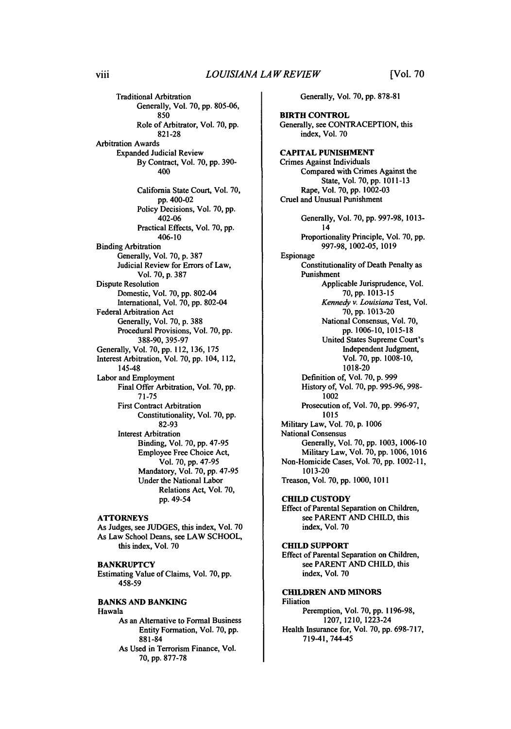Traditional Arbitration
- Generally, Vol. 70, pp. 805-06, 850
- Role of Arbitrator, Vol. 70, pp. 821-28

Arbitration Awards
- Expanded Judicial Review
  - By Contract, Vol. 70, pp. 390-400
  - California State Court, Vol. 70, pp. 400-02
  - Policy Decisions, Vol. 70, pp. 402-06
  - Practical Effects, Vol. 70, pp. 406-10

Binding Arbitration
- Generally, Vol. 70, p. 387
- Judicial Review for Errors of Law, Vol. 70, p. 387

Dispute Resolution
- Domestic, Vol. 70, pp. 802-04
- International, Vol. 70, pp. 802-04

Federal Arbitration Act
- Generally, Vol. 70, p. 388
- Procedural Provisions, Vol. 70, pp. 388-90, 395-97

Generally, Vol. 70, pp. 112, 136, 175

Interest Arbitration, Vol. 70, pp. 104, 112, 145-48

Labor and Employment
- Final Offer Arbitration, Vol. 70, pp. 71-75
- First Contract Arbitration
  - Constitutionality, Vol. 70, pp. 82-93
- Interest Arbitration
  - Binding, Vol. 70, pp. 47-95
  - Employee Free Choice Act, Vol. 70, pp. 47-95
  - Mandatory, Vol. 70, pp. 47-95
  - Under the National Labor Relations Act, Vol. 70, pp. 49-54

**ATTORNEYS**

As Judges, see JUDGES, this index, Vol. 70

As Law School Deans, see LAW SCHOOL, this index, Vol. 70

**BANKRUPTCY**

Estimating Value of Claims, Vol. 70, pp. 458-59

**BANKS AND BANKING**

Hawala
- As an Alternative to Formal Business Entity Formation, Vol. 70, pp. 881-84
- As Used in Terrorism Finance, Vol. 70, pp. 877-78
- Generally, Vol. 70, pp. 878-81

**BIRTH CONTROL**

Generally, see CONTRACEPTION, this index, Vol. 70

**CAPITAL PUNISHMENT**

Crimes Against Individuals
- Compared with Crimes Against the State, Vol. 70, pp. 1011-13
- Rape, Vol. 70, pp. 1002-03

Cruel and Unusual Punishment
- Generally, Vol. 70, pp. 997-98, 1013-14
- Proportionality Principle, Vol. 70, pp. 997-98, 1002-05, 1019

Espionage
- Constitutionality of Death Penalty as Punishment
  - Applicable Jurisprudence, Vol. 70, pp. 1013-15
  - *Kennedy v. Louisiana* Test, Vol. 70, pp. 1013-20
  - National Consensus, Vol. 70, pp. 1006-10, 1015-18
  - United States Supreme Court's Independent Judgment, Vol. 70, pp. 1008-10, 1018-20
- Definition of, Vol. 70, p. 999
- History of, Vol. 70, pp. 995-96, 998-1002
- Prosecution of, Vol. 70, pp. 996-97, 1015

Military Law, Vol. 70, p. 1006

National Consensus
- Generally, Vol. 70, pp. 1003, 1006-10
- Military Law, Vol. 70, pp. 1006, 1016

Non-Homicide Cases, Vol. 70, pp. 1002-11, 1013-20

Treason, Vol. 70, pp. 1000, 1011

**CHILD CUSTODY**

Effect of Parental Separation on Children, see PARENT AND CHILD, this index, Vol. 70

**CHILD SUPPORT**

Effect of Parental Separation on Children, see PARENT AND CHILD, this index, Vol. 70

**CHILDREN AND MINORS**

Filiation
- Peremption, Vol. 70, pp. 1196-98, 1207, 1210, 1223-24

Health Insurance for, Vol. 70, pp. 698-717, 719-41, 744-45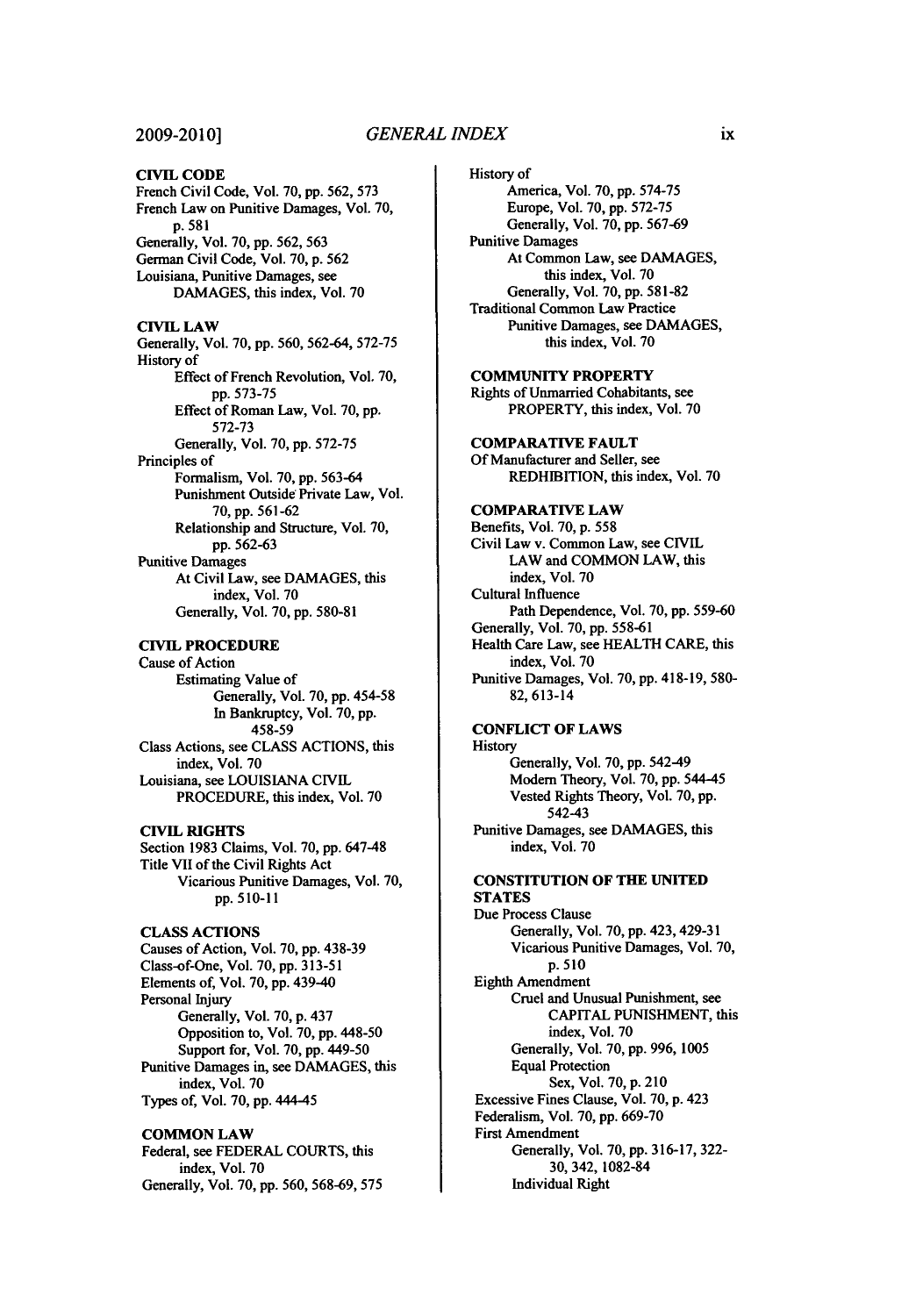**CIVIL CODE**
French Civil Code, Vol. 70, pp. 562, 573
French Law on Punitive Damages, Vol. 70, p. 581
Generally, Vol. 70, pp. 562, 563
German Civil Code, Vol. 70, p. 562
Louisiana, Punitive Damages, see DAMAGES, this index, Vol. 70

**CIVIL LAW**
Generally, Vol. 70, pp. 560, 562-64, 572-75
History of
- Effect of French Revolution, Vol. 70, pp. 573-75
- Effect of Roman Law, Vol. 70, pp. 572-73
- Generally, Vol. 70, pp. 572-75

Principles of
- Formalism, Vol. 70, pp. 563-64
- Punishment Outside Private Law, Vol. 70, pp. 561-62
- Relationship and Structure, Vol. 70, pp. 562-63

Punitive Damages
- At Civil Law, see DAMAGES, this index, Vol. 70
- Generally, Vol. 70, pp. 580-81

**CIVIL PROCEDURE**
Cause of Action
- Estimating Value of
  - Generally, Vol. 70, pp. 454-58
  - In Bankruptcy, Vol. 70, pp. 458-59

Class Actions, see CLASS ACTIONS, this index, Vol. 70
Louisiana, see LOUISIANA CIVIL PROCEDURE, this index, Vol. 70

**CIVIL RIGHTS**
Section 1983 Claims, Vol. 70, pp. 647-48
Title VII of the Civil Rights Act
- Vicarious Punitive Damages, Vol. 70, pp. 510-11

**CLASS ACTIONS**
Causes of Action, Vol. 70, pp. 438-39
Class-of-One, Vol. 70, pp. 313-51
Elements of, Vol. 70, pp. 439-40
Personal Injury
- Generally, Vol. 70, p. 437
- Opposition to, Vol. 70, pp. 448-50
- Support for, Vol. 70, pp. 449-50

Punitive Damages in, see DAMAGES, this index, Vol. 70
Types of, Vol. 70, pp. 444-45

**COMMON LAW**
Federal, see FEDERAL COURTS, this index, Vol. 70
Generally, Vol. 70, pp. 560, 568-69, 575
History of
- America, Vol. 70, pp. 574-75
- Europe, Vol. 70, pp. 572-75
- Generally, Vol. 70, pp. 567-69

Punitive Damages
- At Common Law, see DAMAGES, this index, Vol. 70
- Generally, Vol. 70, pp. 581-82

Traditional Common Law Practice
- Punitive Damages, see DAMAGES, this index, Vol. 70

**COMMUNITY PROPERTY**
Rights of Unmarried Cohabitants, see PROPERTY, this index, Vol. 70

**COMPARATIVE FAULT**
Of Manufacturer and Seller, see REDHIBITION, this index, Vol. 70

**COMPARATIVE LAW**
Benefits, Vol. 70, p. 558
Civil Law v. Common Law, see CIVIL LAW and COMMON LAW, this index, Vol. 70
Cultural Influence
- Path Dependence, Vol. 70, pp. 559-60

Generally, Vol. 70, pp. 558-61
Health Care Law, see HEALTH CARE, this index, Vol. 70
Punitive Damages, Vol. 70, pp. 418-19, 580-82, 613-14

**CONFLICT OF LAWS**
History
- Generally, Vol. 70, pp. 542-49
- Modern Theory, Vol. 70, pp. 544-45
- Vested Rights Theory, Vol. 70, pp. 542-43

Punitive Damages, see DAMAGES, this index, Vol. 70

**CONSTITUTION OF THE UNITED STATES**
Due Process Clause
- Generally, Vol. 70, pp. 423, 429-31
- Vicarious Punitive Damages, Vol. 70, p. 510

Eighth Amendment
- Cruel and Unusual Punishment, see CAPITAL PUNISHMENT, this index, Vol. 70
- Generally, Vol. 70, pp. 996, 1005
- Equal Protection
  - Sex, Vol. 70, p. 210

Excessive Fines Clause, Vol. 70, p. 423
Federalism, Vol. 70, pp. 669-70
First Amendment
- Generally, Vol. 70, pp. 316-17, 322-30, 342, 1082-84
- Individual Right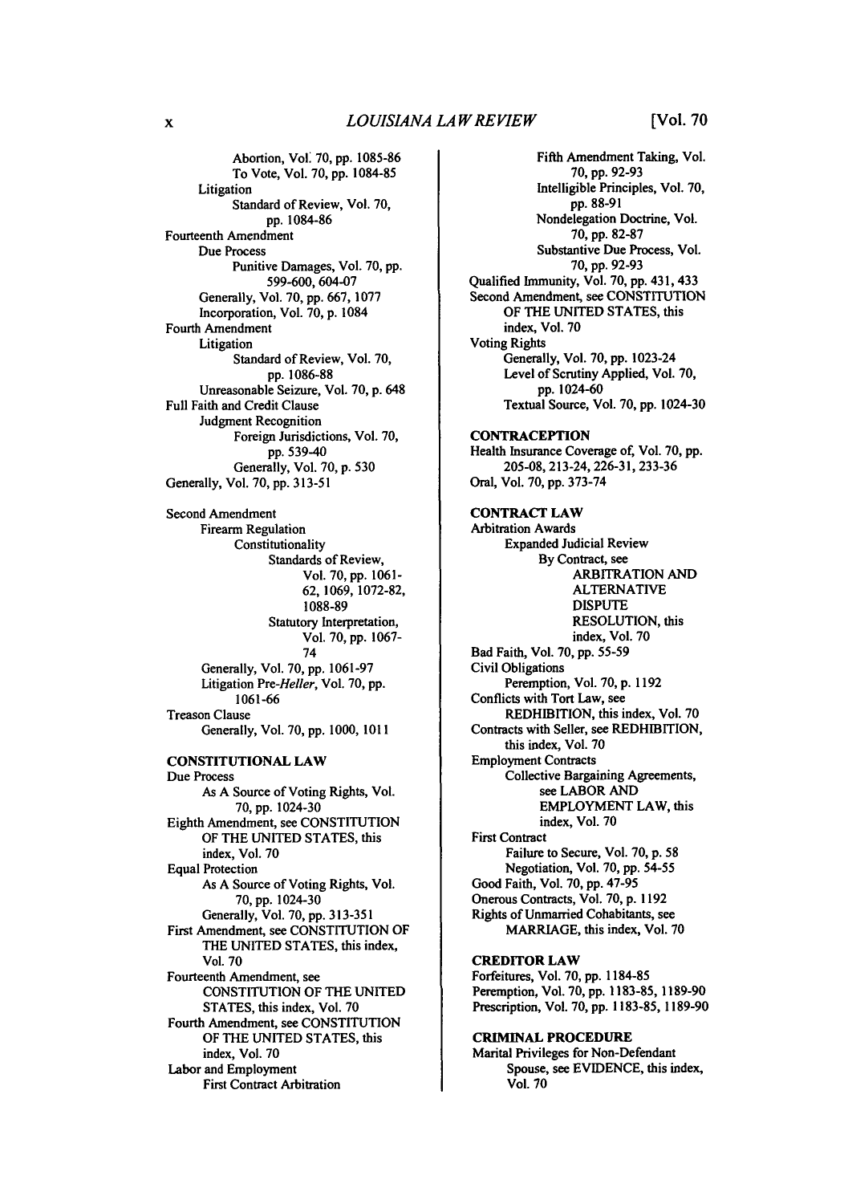Abortion, Vol. 70, pp. 1085-86
To Vote, Vol. 70, pp. 1084-85
Litigation
Standard of Review, Vol. 70, pp. 1084-86
Fourteenth Amendment
Due Process
Punitive Damages, Vol. 70, pp. 599-600, 604-07
Generally, Vol. 70, pp. 667, 1077
Incorporation, Vol. 70, p. 1084
Fourth Amendment
Litigation
Standard of Review, Vol. 70, pp. 1086-88
Unreasonable Seizure, Vol. 70, p. 648
Full Faith and Credit Clause
Judgment Recognition
Foreign Jurisdictions, Vol. 70, pp. 539-40
Generally, Vol. 70, p. 530
Generally, Vol. 70, pp. 313-51

Second Amendment
Firearm Regulation
Constitutionality
Standards of Review, Vol. 70, pp. 1061-62, 1069, 1072-82, 1088-89
Statutory Interpretation, Vol. 70, pp. 1067-74
Generally, Vol. 70, pp. 1061-97
Litigation Pre-*Heller*, Vol. 70, pp. 1061-66
Treason Clause
Generally, Vol. 70, pp. 1000, 1011

**CONSTITUTIONAL LAW**

Due Process
As A Source of Voting Rights, Vol. 70, pp. 1024-30
Eighth Amendment, see CONSTITUTION OF THE UNITED STATES, this index, Vol. 70
Equal Protection
As A Source of Voting Rights, Vol. 70, pp. 1024-30
Generally, Vol. 70, pp. 313-351
First Amendment, see CONSTITUTION OF THE UNITED STATES, this index, Vol. 70
Fourteenth Amendment, see CONSTITUTION OF THE UNITED STATES, this index, Vol. 70
Fourth Amendment, see CONSTITUTION OF THE UNITED STATES, this index, Vol. 70
Labor and Employment
First Contract Arbitration
Fifth Amendment Taking, Vol. 70, pp. 92-93
Intelligible Principles, Vol. 70, pp. 88-91
Nondelegation Doctrine, Vol. 70, pp. 82-87
Substantive Due Process, Vol. 70, pp. 92-93
Qualified Immunity, Vol. 70, pp. 431, 433
Second Amendment, see CONSTITUTION OF THE UNITED STATES, this index, Vol. 70
Voting Rights
Generally, Vol. 70, pp. 1023-24
Level of Scrutiny Applied, Vol. 70, pp. 1024-60
Textual Source, Vol. 70, pp. 1024-30

**CONTRACEPTION**

Health Insurance Coverage of, Vol. 70, pp. 205-08, 213-24, 226-31, 233-36
Oral, Vol. 70, pp. 373-74

**CONTRACT LAW**

Arbitration Awards
Expanded Judicial Review
By Contract, see ARBITRATION AND ALTERNATIVE DISPUTE RESOLUTION, this index, Vol. 70
Bad Faith, Vol. 70, pp. 55-59
Civil Obligations
Peremption, Vol. 70, p. 1192
Conflicts with Tort Law, see REDHIBITION, this index, Vol. 70
Contracts with Seller, see REDHIBITION, this index, Vol. 70
Employment Contracts
Collective Bargaining Agreements, see LABOR AND EMPLOYMENT LAW, this index, Vol. 70
First Contract
Failure to Secure, Vol. 70, p. 58
Negotiation, Vol. 70, pp. 54-55
Good Faith, Vol. 70, pp. 47-95
Onerous Contracts, Vol. 70, p. 1192
Rights of Unmarried Cohabitants, see MARRIAGE, this index, Vol. 70

**CREDITOR LAW**

Forfeitures, Vol. 70, pp. 1184-85
Peremption, Vol. 70, pp. 1183-85, 1189-90
Prescription, Vol. 70, pp. 1183-85, 1189-90

**CRIMINAL PROCEDURE**

Marital Privileges for Non-Defendant Spouse, see EVIDENCE, this index, Vol. 70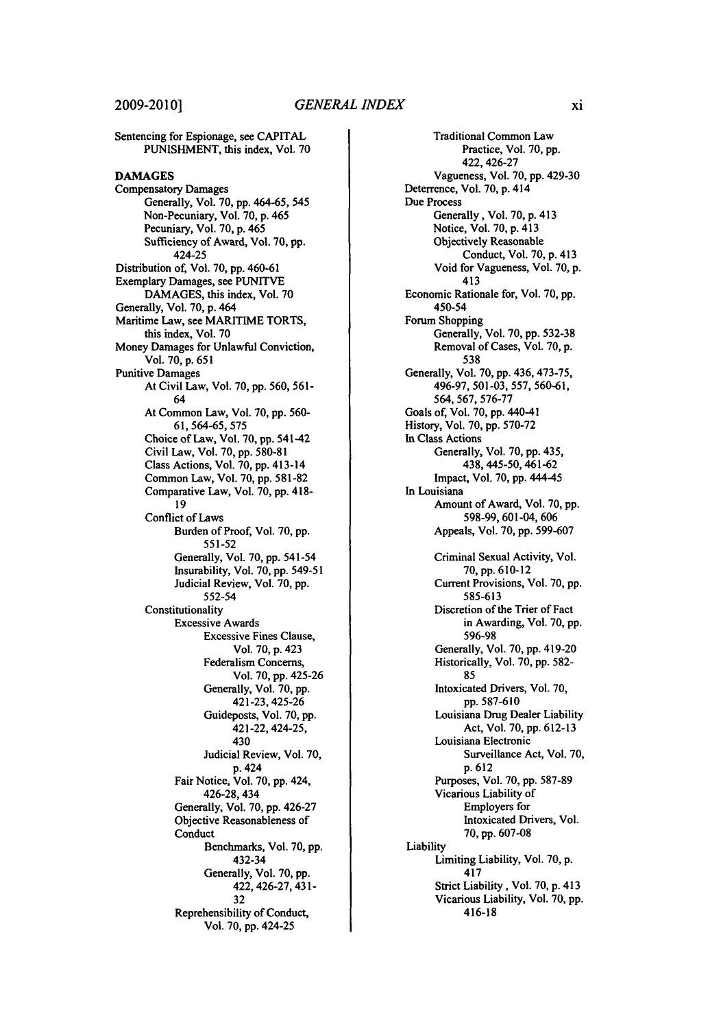Sentencing for Espionage, see CAPITAL PUNISHMENT, this index, Vol. 70

**DAMAGES**

Compensatory Damages
- Generally, Vol. 70, pp. 464-65, 545
- Non-Pecuniary, Vol. 70, p. 465
- Pecuniary, Vol. 70, p. 465
- Sufficiency of Award, Vol. 70, pp. 424-25

Distribution of, Vol. 70, pp. 460-61

Exemplary Damages, see PUNITVE DAMAGES, this index, Vol. 70

Generally, Vol. 70, p. 464

Maritime Law, see MARITIME TORTS, this index, Vol. 70

Money Damages for Unlawful Conviction, Vol. 70, p. 651

Punitive Damages
- At Civil Law, Vol. 70, pp. 560, 561-64
- At Common Law, Vol. 70, pp. 560-61, 564-65, 575
- Choice of Law, Vol. 70, pp. 541-42
- Civil Law, Vol. 70, pp. 580-81
- Class Actions, Vol. 70, pp. 413-14
- Common Law, Vol. 70, pp. 581-82
- Comparative Law, Vol. 70, pp. 418-19
- Conflict of Laws
  - Burden of Proof, Vol. 70, pp. 551-52
  - Generally, Vol. 70, pp. 541-54
  - Insurability, Vol. 70, pp. 549-51
  - Judicial Review, Vol. 70, pp. 552-54
- Constitutionality
  - Excessive Awards
    - Excessive Fines Clause, Vol. 70, p. 423
    - Federalism Concerns, Vol. 70, pp. 425-26
    - Generally, Vol. 70, pp. 421-23, 425-26
    - Guideposts, Vol. 70, pp. 421-22, 424-25, 430
    - Judicial Review, Vol. 70, p. 424
  - Fair Notice, Vol. 70, pp. 424, 426-28, 434
  - Generally, Vol. 70, pp. 426-27
  - Objective Reasonableness of Conduct
    - Benchmarks, Vol. 70, pp. 432-34
    - Generally, Vol. 70, pp. 422, 426-27, 431-32
  - Reprehensibility of Conduct, Vol. 70, pp. 424-25
  - Traditional Common Law Practice, Vol. 70, pp. 422, 426-27
  - Vagueness, Vol. 70, pp. 429-30
- Deterrence, Vol. 70, p. 414
- Due Process
  - Generally , Vol. 70, p. 413
  - Notice, Vol. 70, p. 413
  - Objectively Reasonable Conduct, Vol. 70, p. 413
  - Void for Vagueness, Vol. 70, p. 413
- Economic Rationale for, Vol. 70, pp. 450-54
- Forum Shopping
  - Generally, Vol. 70, pp. 532-38
  - Removal of Cases, Vol. 70, p. 538
- Generally, Vol. 70, pp. 436, 473-75, 496-97, 501-03, 557, 560-61, 564, 567, 576-77
- Goals of, Vol. 70, pp. 440-41
- History, Vol. 70, pp. 570-72
- In Class Actions
  - Generally, Vol. 70, pp. 435, 438, 445-50, 461-62
  - Impact, Vol. 70, pp. 444-45
- In Louisiana
  - Amount of Award, Vol. 70, pp. 598-99, 601-04, 606
  - Appeals, Vol. 70, pp. 599-607
  - Criminal Sexual Activity, Vol. 70, pp. 610-12
  - Current Provisions, Vol. 70, pp. 585-613
  - Discretion of the Trier of Fact in Awarding, Vol. 70, pp. 596-98
  - Generally, Vol. 70, pp. 419-20
  - Historically, Vol. 70, pp. 582-85
  - Intoxicated Drivers, Vol. 70, pp. 587-610
  - Louisiana Drug Dealer Liability Act, Vol. 70, pp. 612-13
  - Louisiana Electronic Surveillance Act, Vol. 70, p. 612
  - Purposes, Vol. 70, pp. 587-89
  - Vicarious Liability of Employers for Intoxicated Drivers, Vol. 70, pp. 607-08
- Liability
  - Limiting Liability, Vol. 70, p. 417
  - Strict Liability , Vol. 70, p. 413
  - Vicarious Liability, Vol. 70, pp. 416-18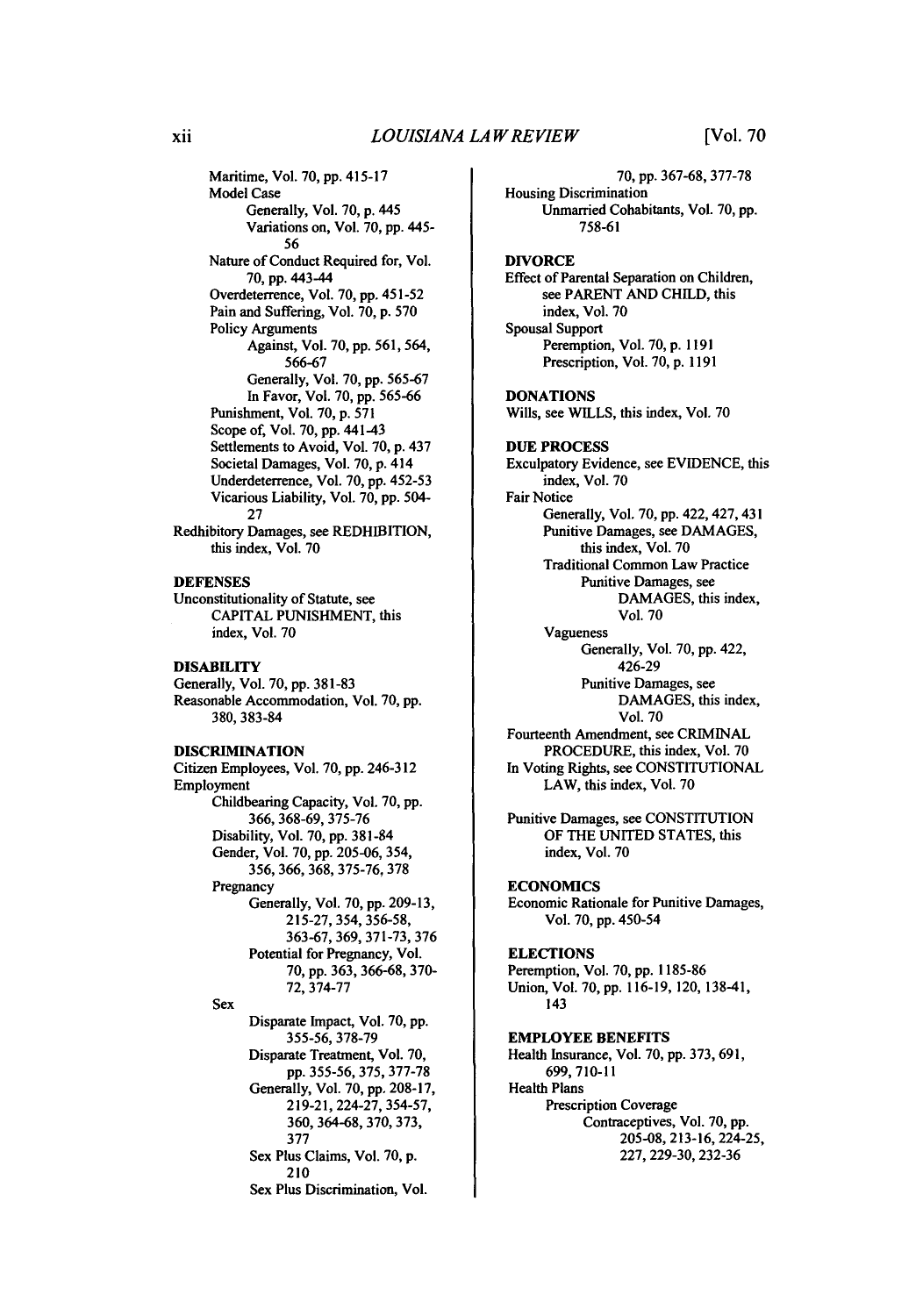Maritime, Vol. 70, pp. 415-17
Model Case
- Generally, Vol. 70, p. 445
- Variations on, Vol. 70, pp. 445-56

Nature of Conduct Required for, Vol. 70, pp. 443-44
Overdeterrence, Vol. 70, pp. 451-52
Pain and Suffering, Vol. 70, p. 570
Policy Arguments
- Against, Vol. 70, pp. 561, 564, 566-67
- Generally, Vol. 70, pp. 565-67
- In Favor, Vol. 70, pp. 565-66

Punishment, Vol. 70, p. 571
Scope of, Vol. 70, pp. 441-43
Settlements to Avoid, Vol. 70, p. 437
Societal Damages, Vol. 70, p. 414
Underdeterrence, Vol. 70, pp. 452-53
Vicarious Liability, Vol. 70, pp. 504-27

Redhibitory Damages, see REDHIBITION, this index, Vol. 70

**DEFENSES**

Unconstitutionality of Statute, see CAPITAL PUNISHMENT, this index, Vol. 70

**DISABILITY**

Generally, Vol. 70, pp. 381-83
Reasonable Accommodation, Vol. 70, pp. 380, 383-84

**DISCRIMINATION**

Citizen Employees, Vol. 70, pp. 246-312
Employment
- Childbearing Capacity, Vol. 70, pp. 366, 368-69, 375-76
- Disability, Vol. 70, pp. 381-84
- Gender, Vol. 70, pp. 205-06, 354, 356, 366, 368, 375-76, 378
- Pregnancy
  - Generally, Vol. 70, pp. 209-13, 215-27, 354, 356-58, 363-67, 369, 371-73, 376
  - Potential for Pregnancy, Vol. 70, pp. 363, 366-68, 370-72, 374-77
- Sex
  - Disparate Impact, Vol. 70, pp. 355-56, 378-79
  - Disparate Treatment, Vol. 70, pp. 355-56, 375, 377-78
  - Generally, Vol. 70, pp. 208-17, 219-21, 224-27, 354-57, 360, 364-68, 370, 373, 377
  - Sex Plus Claims, Vol. 70, p. 210
  - Sex Plus Discrimination, Vol. 70, pp. 367-68, 377-78

Housing Discrimination
- Unmarried Cohabitants, Vol. 70, pp. 758-61

**DIVORCE**

Effect of Parental Separation on Children, see PARENT AND CHILD, this index, Vol. 70
Spousal Support
- Peremption, Vol. 70, p. 1191
- Prescription, Vol. 70, p. 1191

**DONATIONS**

Wills, see WILLS, this index, Vol. 70

**DUE PROCESS**

Exculpatory Evidence, see EVIDENCE, this index, Vol. 70
Fair Notice
- Generally, Vol. 70, pp. 422, 427, 431
- Punitive Damages, see DAMAGES, this index, Vol. 70
- Traditional Common Law Practice
  - Punitive Damages, see DAMAGES, this index, Vol. 70
- Vagueness
  - Generally, Vol. 70, pp. 422, 426-29
  - Punitive Damages, see DAMAGES, this index, Vol. 70

Fourteenth Amendment, see CRIMINAL PROCEDURE, this index, Vol. 70
In Voting Rights, see CONSTITUTIONAL LAW, this index, Vol. 70

Punitive Damages, see CONSTITUTION OF THE UNITED STATES, this index, Vol. 70

**ECONOMICS**

Economic Rationale for Punitive Damages, Vol. 70, pp. 450-54

**ELECTIONS**

Peremption, Vol. 70, pp. 1185-86
Union, Vol. 70, pp. 116-19, 120, 138-41, 143

**EMPLOYEE BENEFITS**

Health Insurance, Vol. 70, pp. 373, 691, 699, 710-11
Health Plans
- Prescription Coverage
  - Contraceptives, Vol. 70, pp. 205-08, 213-16, 224-25, 227, 229-30, 232-36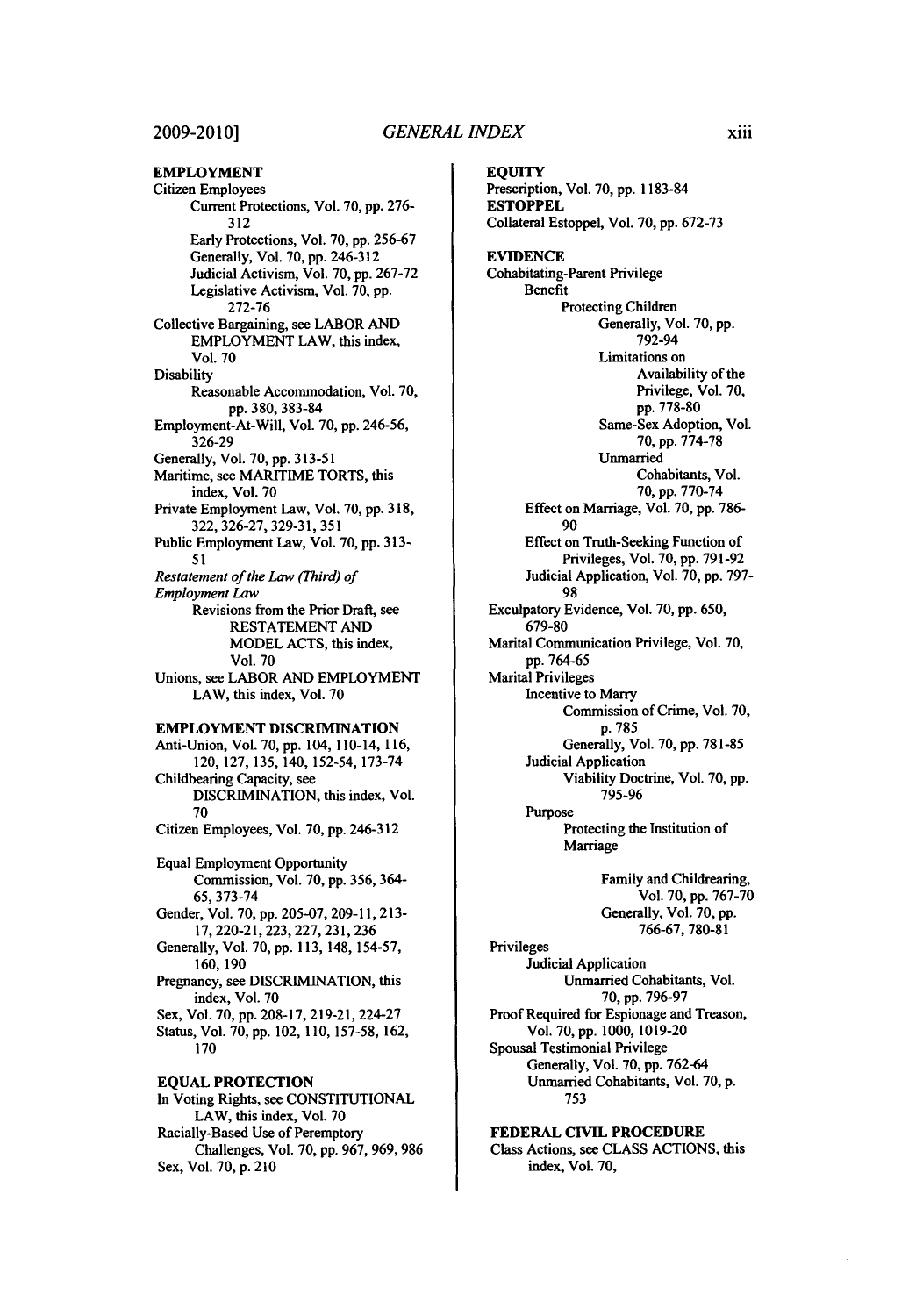**EMPLOYMENT**

Citizen Employees
- Current Protections, Vol. 70, pp. 276-312
- Early Protections, Vol. 70, pp. 256-67
- Generally, Vol. 70, pp. 246-312
- Judicial Activism, Vol. 70, pp. 267-72
- Legislative Activism, Vol. 70, pp. 272-76

Collective Bargaining, see LABOR AND EMPLOYMENT LAW, this index, Vol. 70

Disability
- Reasonable Accommodation, Vol. 70, pp. 380, 383-84

Employment-At-Will, Vol. 70, pp. 246-56, 326-29

Generally, Vol. 70, pp. 313-51

Maritime, see MARITIME TORTS, this index, Vol. 70

Private Employment Law, Vol. 70, pp. 318, 322, 326-27, 329-31, 351

Public Employment Law, Vol. 70, pp. 313-51

*Restatement of the Law (Third) of Employment Law*
- Revisions from the Prior Draft, see RESTATEMENT AND MODEL ACTS, this index, Vol. 70

Unions, see LABOR AND EMPLOYMENT LAW, this index, Vol. 70

**EMPLOYMENT DISCRIMINATION**

Anti-Union, Vol. 70, pp. 104, 110-14, 116, 120, 127, 135, 140, 152-54, 173-74

Childbearing Capacity, see DISCRIMINATION, this index, Vol. 70

Citizen Employees, Vol. 70, pp. 246-312

Equal Employment Opportunity Commission, Vol. 70, pp. 356, 364-65, 373-74

Gender, Vol. 70, pp. 205-07, 209-11, 213-17, 220-21, 223, 227, 231, 236

Generally, Vol. 70, pp. 113, 148, 154-57, 160, 190

Pregnancy, see DISCRIMINATION, this index, Vol. 70

Sex, Vol. 70, pp. 208-17, 219-21, 224-27

Status, Vol. 70, pp. 102, 110, 157-58, 162, 170

**EQUAL PROTECTION**

In Voting Rights, see CONSTITUTIONAL LAW, this index, Vol. 70

Racially-Based Use of Peremptory Challenges, Vol. 70, pp. 967, 969, 986

Sex, Vol. 70, p. 210

**EQUITY**

Prescription, Vol. 70, pp. 1183-84

**ESTOPPEL**

Collateral Estoppel, Vol. 70, pp. 672-73

**EVIDENCE**

Cohabitating-Parent Privilege
- Benefit
  - Protecting Children
    - Generally, Vol. 70, pp. 792-94
    - Limitations on Availability of the Privilege, Vol. 70, pp. 778-80
    - Same-Sex Adoption, Vol. 70, pp. 774-78
    - Unmarried Cohabitants, Vol. 70, pp. 770-74
- Effect on Marriage, Vol. 70, pp. 786-90
- Effect on Truth-Seeking Function of Privileges, Vol. 70, pp. 791-92
- Judicial Application, Vol. 70, pp. 797-98

Exculpatory Evidence, Vol. 70, pp. 650, 679-80

Marital Communication Privilege, Vol. 70, pp. 764-65

Marital Privileges
- Incentive to Marry
  - Commission of Crime, Vol. 70, p. 785
  - Generally, Vol. 70, pp. 781-85
- Judicial Application
  - Viability Doctrine, Vol. 70, pp. 795-96
- Purpose
  - Protecting the Institution of Marriage
    - Family and Childrearing, Vol. 70, pp. 767-70
    - Generally, Vol. 70, pp. 766-67, 780-81

Privileges
- Judicial Application
  - Unmarried Cohabitants, Vol. 70, pp. 796-97

Proof Required for Espionage and Treason, Vol. 70, pp. 1000, 1019-20

Spousal Testimonial Privilege
- Generally, Vol. 70, pp. 762-64
- Unmarried Cohabitants, Vol. 70, p. 753

**FEDERAL CIVIL PROCEDURE**

Class Actions, see CLASS ACTIONS, this index, Vol. 70,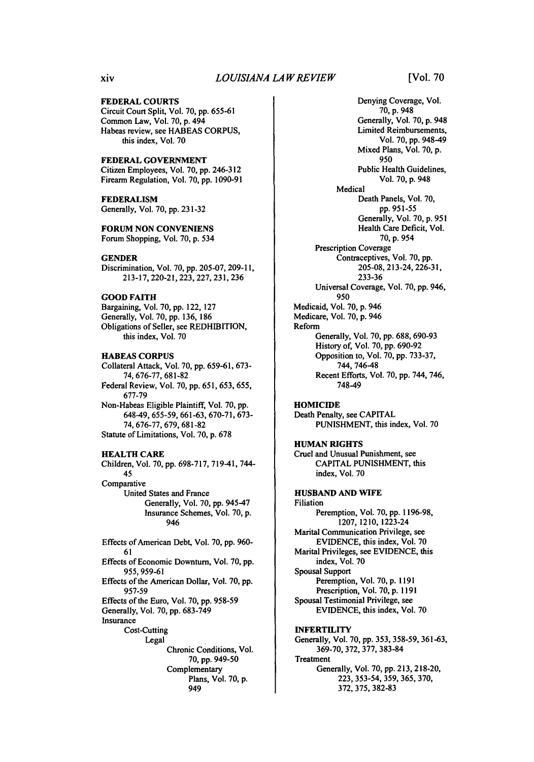**FEDERAL COURTS**
Circuit Court Split, Vol. 70, pp. 655-61
Common Law, Vol. 70, p. 494
Habeas review, see HABEAS CORPUS, this index, Vol. 70

**FEDERAL GOVERNMENT**
Citizen Employees, Vol. 70, pp. 246-312
Firearm Regulation, Vol. 70, pp. 1090-91

**FEDERALISM**
Generally, Vol. 70, pp. 231-32

**FORUM NON CONVENIENS**
Forum Shopping, Vol. 70, p. 534

**GENDER**
Discrimination, Vol. 70, pp. 205-07, 209-11, 213-17, 220-21, 223, 227, 231, 236

**GOOD FAITH**
Bargaining, Vol. 70, pp. 122, 127
Generally, Vol. 70, pp. 136, 186
Obligations of Seller, see REDHIBITION, this index, Vol. 70

**HABEAS CORPUS**
Collateral Attack, Vol. 70, pp. 659-61, 673-74, 676-77, 681-82
Federal Review, Vol. 70, pp. 651, 653, 655, 677-79
Non-Habeas Eligible Plaintiff, Vol. 70, pp. 648-49, 655-59, 661-63, 670-71, 673-74, 676-77, 679, 681-82
Statute of Limitations, Vol. 70, p. 678

**HEALTH CARE**
Children, Vol. 70, pp. 698-717, 719-41, 744-45
Comparative
- United States and France
  - Generally, Vol. 70, pp. 945-47
  - Insurance Schemes, Vol. 70, p. 946

Effects of American Debt, Vol. 70, pp. 960-61
Effects of Economic Downturn, Vol. 70, pp. 955, 959-61
Effects of the American Dollar, Vol. 70, pp. 957-59
Effects of the Euro, Vol. 70, pp. 958-59
Generally, Vol. 70, pp. 683-749
Insurance
- Cost-Cutting
  - Legal
    - Chronic Conditions, Vol. 70, pp. 949-50
    - Complementary Plans, Vol. 70, p. 949
    - Denying Coverage, Vol. 70, p. 948
    - Generally, Vol. 70, p. 948
    - Limited Reimbursements, Vol. 70, pp. 948-49
    - Mixed Plans, Vol. 70, p. 950
    - Public Health Guidelines, Vol. 70, p. 948
  - Medical
    - Death Panels, Vol. 70, pp. 951-55
    - Generally, Vol. 70, p. 951
    - Health Care Deficit, Vol. 70, p. 954
- Prescription Coverage
  - Contraceptives, Vol. 70, pp. 205-08, 213-24, 226-31, 233-36
- Universal Coverage, Vol. 70, pp. 946, 950

Medicaid, Vol. 70, p. 946
Medicare, Vol. 70, p. 946
Reform
- Generally, Vol. 70, pp. 688, 690-93
- History of, Vol. 70, pp. 690-92
- Opposition to, Vol. 70, pp. 733-37, 744, 746-48
- Recent Efforts, Vol. 70, pp. 744, 746, 748-49

**HOMICIDE**
Death Penalty, see CAPITAL PUNISHMENT, this index, Vol. 70

**HUMAN RIGHTS**
Cruel and Unusual Punishment, see CAPITAL PUNISHMENT, this index, Vol. 70

**HUSBAND AND WIFE**
Filiation
- Peremption, Vol. 70, pp. 1196-98, 1207, 1210, 1223-24

Marital Communication Privilege, see EVIDENCE, this index, Vol. 70
Marital Privileges, see EVIDENCE, this index, Vol. 70
Spousal Support
- Peremption, Vol. 70, p. 1191
- Prescription, Vol. 70, p. 1191

Spousal Testimonial Privilege, see EVIDENCE, this index, Vol. 70

**INFERTILITY**
Generally, Vol. 70, pp. 353, 358-59, 361-63, 369-70, 372, 377, 383-84
Treatment
- Generally, Vol. 70, pp. 213, 218-20, 223, 353-54, 359, 365, 370, 372, 375, 382-83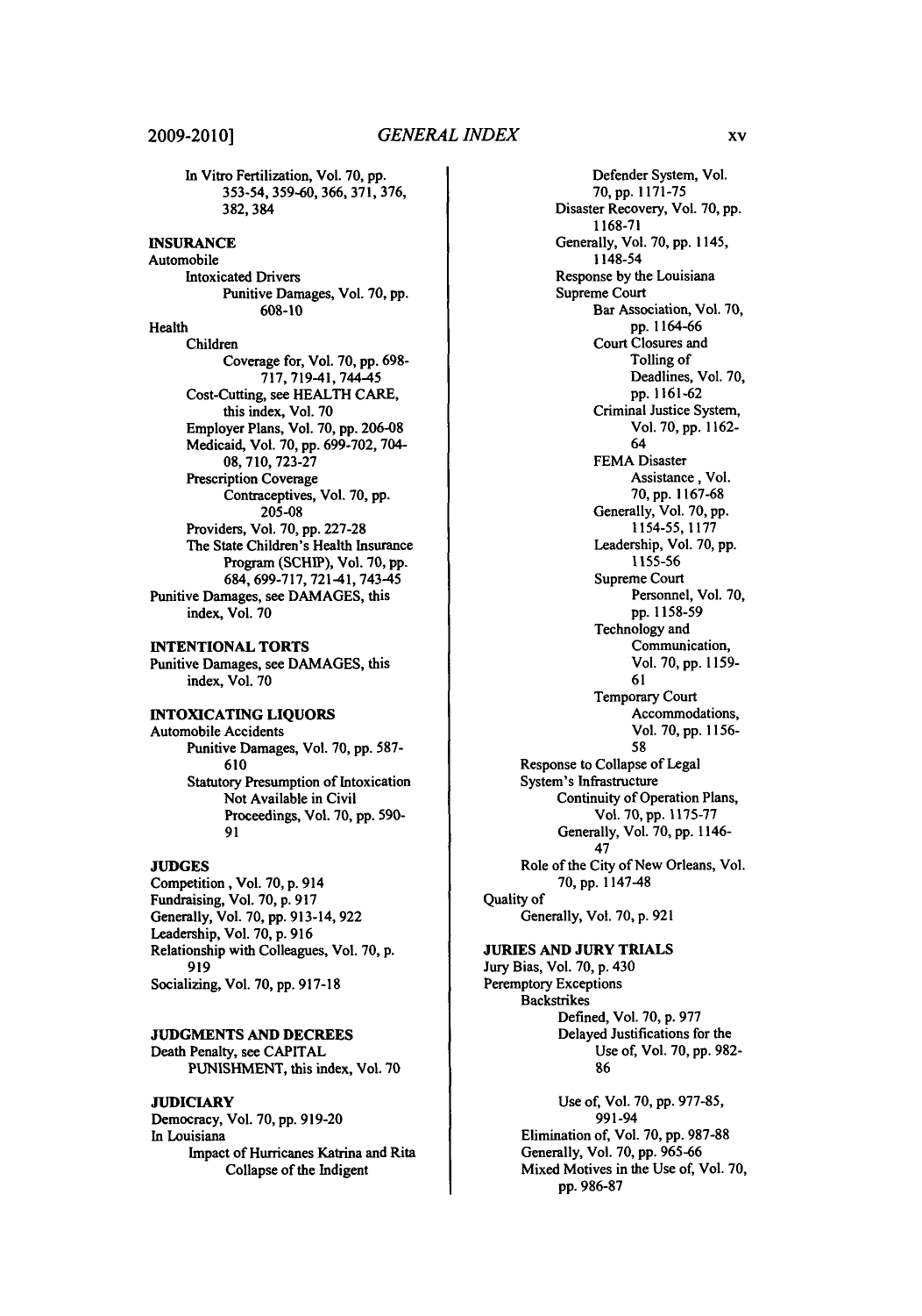In Vitro Fertilization, Vol. 70, pp. 353-54, 359-60, 366, 371, 376, 382, 384

**INSURANCE**

Automobile
- Intoxicated Drivers
  - Punitive Damages, Vol. 70, pp. 608-10

Health
- Children
  - Coverage for, Vol. 70, pp. 698-717, 719-41, 744-45
- Cost-Cutting, see HEALTH CARE, this index, Vol. 70
- Employer Plans, Vol. 70, pp. 206-08
- Medicaid, Vol. 70, pp. 699-702, 704-08, 710, 723-27
- Prescription Coverage
  - Contraceptives, Vol. 70, pp. 205-08
- Providers, Vol. 70, pp. 227-28
- The State Children's Health Insurance Program (SCHIP), Vol. 70, pp. 684, 699-717, 721-41, 743-45

Punitive Damages, see DAMAGES, this index, Vol. 70

**INTENTIONAL TORTS**

Punitive Damages, see DAMAGES, this index, Vol. 70

**INTOXICATING LIQUORS**

Automobile Accidents
- Punitive Damages, Vol. 70, pp. 587-610
- Statutory Presumption of Intoxication Not Available in Civil Proceedings, Vol. 70, pp. 590-91

**JUDGES**

Competition , Vol. 70, p. 914

Fundraising, Vol. 70, p. 917

Generally, Vol. 70, pp. 913-14, 922

Leadership, Vol. 70, p. 916

Relationship with Colleagues, Vol. 70, p. 919

Socializing, Vol. 70, pp. 917-18

**JUDGMENTS AND DECREES**

Death Penalty, see CAPITAL PUNISHMENT, this index, Vol. 70

**JUDICIARY**

Democracy, Vol. 70, pp. 919-20

In Louisiana
- Impact of Hurricanes Katrina and Rita
  - Collapse of the Indigent Defender System, Vol. 70, pp. 1171-75
  - Disaster Recovery, Vol. 70, pp. 1168-71
  - Generally, Vol. 70, pp. 1145, 1148-54
  - Response by the Louisiana Supreme Court
    - Bar Association, Vol. 70, pp. 1164-66
    - Court Closures and Tolling of Deadlines, Vol. 70, pp. 1161-62
    - Criminal Justice System, Vol. 70, pp. 1162-64
    - FEMA Disaster Assistance , Vol. 70, pp. 1167-68
    - Generally, Vol. 70, pp. 1154-55, 1177
    - Leadership, Vol. 70, pp. 1155-56
    - Supreme Court Personnel, Vol. 70, pp. 1158-59
    - Technology and Communication, Vol. 70, pp. 1159-61
    - Temporary Court Accommodations, Vol. 70, pp. 1156-58
  - Response to Collapse of Legal System's Infrastructure
    - Continuity of Operation Plans, Vol. 70, pp. 1175-77
    - Generally, Vol. 70, pp. 1146-47
  - Role of the City of New Orleans, Vol. 70, pp. 1147-48

Quality of
- Generally, Vol. 70, p. 921

**JURIES AND JURY TRIALS**

Jury Bias, Vol. 70, p. 430

Peremptory Exceptions
- Backstrikes
  - Defined, Vol. 70, p. 977
  - Delayed Justifications for the Use of, Vol. 70, pp. 982-86
  - Use of, Vol. 70, pp. 977-85, 991-94
- Elimination of, Vol. 70, pp. 987-88
- Generally, Vol. 70, pp. 965-66
- Mixed Motives in the Use of, Vol. 70, pp. 986-87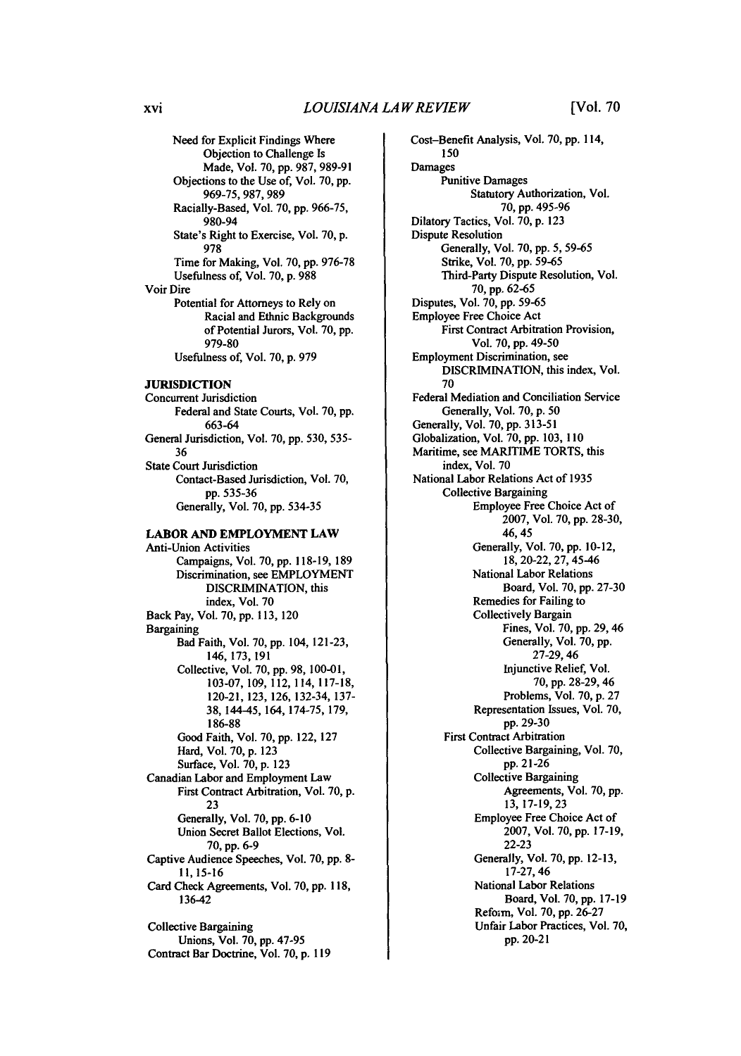Need for Explicit Findings Where Objection to Challenge Is Made, Vol. 70, pp. 987, 989-91
Objections to the Use of, Vol. 70, pp. 969-75, 987, 989
Racially-Based, Vol. 70, pp. 966-75, 980-94
State's Right to Exercise, Vol. 70, p. 978
Time for Making, Vol. 70, pp. 976-78
Usefulness of, Vol. 70, p. 988

Voir Dire
Potential for Attorneys to Rely on Racial and Ethnic Backgrounds of Potential Jurors, Vol. 70, pp. 979-80
Usefulness of, Vol. 70, p. 979

**JURISDICTION**

Concurrent Jurisdiction
Federal and State Courts, Vol. 70, pp. 663-64
General Jurisdiction, Vol. 70, pp. 530, 535-36
State Court Jurisdiction
Contact-Based Jurisdiction, Vol. 70, pp. 535-36
Generally, Vol. 70, pp. 534-35

**LABOR AND EMPLOYMENT LAW**

Anti-Union Activities
Campaigns, Vol. 70, pp. 118-19, 189
Discrimination, see EMPLOYMENT DISCRIMINATION, this index, Vol. 70
Back Pay, Vol. 70, pp. 113, 120
Bargaining
Bad Faith, Vol. 70, pp. 104, 121-23, 146, 173, 191
Collective, Vol. 70, pp. 98, 100-01, 103-07, 109, 112, 114, 117-18, 120-21, 123, 126, 132-34, 137-38, 144-45, 164, 174-75, 179, 186-88
Good Faith, Vol. 70, pp. 122, 127
Hard, Vol. 70, p. 123
Surface, Vol. 70, p. 123
Canadian Labor and Employment Law
First Contract Arbitration, Vol. 70, p. 23
Generally, Vol. 70, pp. 6-10
Union Secret Ballot Elections, Vol. 70, pp. 6-9
Captive Audience Speeches, Vol. 70, pp. 8-11, 15-16
Card Check Agreements, Vol. 70, pp. 118, 136-42

Collective Bargaining
Unions, Vol. 70, pp. 47-95
Contract Bar Doctrine, Vol. 70, p. 119
Cost–Benefit Analysis, Vol. 70, pp. 114, 150
Damages
Punitive Damages
Statutory Authorization, Vol. 70, pp. 495-96
Dilatory Tactics, Vol. 70, p. 123
Dispute Resolution
Generally, Vol. 70, pp. 5, 59-65
Strike, Vol. 70, pp. 59-65
Third-Party Dispute Resolution, Vol. 70, pp. 62-65
Disputes, Vol. 70, pp. 59-65
Employee Free Choice Act
First Contract Arbitration Provision, Vol. 70, pp. 49-50
Employment Discrimination, see DISCRIMINATION, this index, Vol. 70
Federal Mediation and Conciliation Service
Generally, Vol. 70, p. 50
Generally, Vol. 70, pp. 313-51
Globalization, Vol. 70, pp. 103, 110
Maritime, see MARITIME TORTS, this index, Vol. 70
National Labor Relations Act of 1935
Collective Bargaining
Employee Free Choice Act of 2007, Vol. 70, pp. 28-30, 46, 45
Generally, Vol. 70, pp. 10-12, 18, 20-22, 27, 45-46
National Labor Relations Board, Vol. 70, pp. 27-30
Remedies for Failing to Collectively Bargain
Fines, Vol. 70, pp. 29, 46
Generally, Vol. 70, pp. 27-29, 46
Injunctive Relief, Vol. 70, pp. 28-29, 46
Problems, Vol. 70, p. 27
Representation Issues, Vol. 70, pp. 29-30
First Contract Arbitration
Collective Bargaining, Vol. 70, pp. 21-26
Collective Bargaining Agreements, Vol. 70, pp. 13, 17-19, 23
Employee Free Choice Act of 2007, Vol. 70, pp. 17-19, 22-23
Generally, Vol. 70, pp. 12-13, 17-27, 46
National Labor Relations Board, Vol. 70, pp. 17-19
Reform, Vol. 70, pp. 26-27
Unfair Labor Practices, Vol. 70, pp. 20-21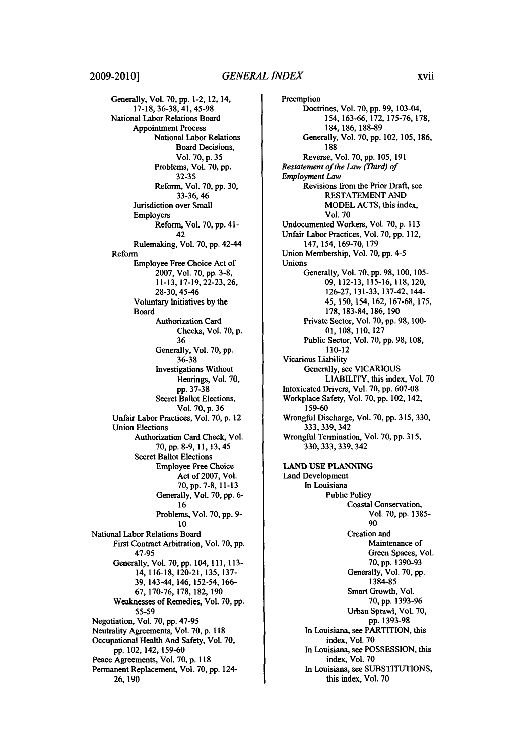Generally, Vol. 70, pp. 1-2, 12, 14, 17-18, 36-38, 41, 45-98

National Labor Relations Board

Appointment Process

National Labor Relations Board Decisions, Vol. 70, p. 35

Problems, Vol. 70, pp. 32-35

Reform, Vol. 70, pp. 30, 33-36, 46

Jurisdiction over Small Employers

Reform, Vol. 70, pp. 41-42

Rulemaking, Vol. 70, pp. 42-44

Reform

Employee Free Choice Act of 2007, Vol. 70, pp. 3-8, 11-13, 17-19, 22-23, 26, 28-30, 45-46

Voluntary Initiatives by the Board

Authorization Card Checks, Vol. 70, p. 36

Generally, Vol. 70, pp. 36-38

Investigations Without Hearings, Vol. 70, pp. 37-38

Secret Ballot Elections, Vol. 70, p. 36

Unfair Labor Practices, Vol. 70, p. 12

Union Elections

Authorization Card Check, Vol. 70, pp. 8-9, 11, 13, 45

Secret Ballot Elections

Employee Free Choice Act of 2007, Vol. 70, pp. 7-8, 11-13

Generally, Vol. 70, pp. 6-16

Problems, Vol. 70, pp. 9-10

National Labor Relations Board

First Contract Arbitration, Vol. 70, pp. 47-95

Generally, Vol. 70, pp. 104, 111, 113-14, 116-18, 120-21, 135, 137-39, 143-44, 146, 152-54, 166-67, 170-76, 178, 182, 190

Weaknesses of Remedies, Vol. 70, pp. 55-59

Negotiation, Vol. 70, pp. 47-95

Neutrality Agreements, Vol. 70, p. 118

Occupational Health And Safety, Vol. 70, pp. 102, 142, 159-60

Peace Agreements, Vol. 70, p. 118

Permanent Replacement, Vol. 70, pp. 124-26, 190

Preemption

Doctrines, Vol. 70, pp. 99, 103-04, 154, 163-66, 172, 175-76, 178, 184, 186, 188-89

Generally, Vol. 70, pp. 102, 105, 186, 188

Reverse, Vol. 70, pp. 105, 191

*Restatement of the Law (Third) of Employment Law*

Revisions from the Prior Draft, see RESTATEMENT AND MODEL ACTS, this index, Vol. 70

Undocumented Workers, Vol. 70, p. 113

Unfair Labor Practices, Vol. 70, pp. 112, 147, 154, 169-70, 179

Union Membership, Vol. 70, pp. 4-5

Unions

Generally, Vol. 70, pp. 98, 100, 105-09, 112-13, 115-16, 118, 120, 126-27, 131-33, 137-42, 144-45, 150, 154, 162, 167-68, 175, 178, 183-84, 186, 190

Private Sector, Vol. 70, pp. 98, 100-01, 108, 110, 127

Public Sector, Vol. 70, pp. 98, 108, 110-12

Vicarious Liability

Generally, see VICARIOUS LIABILITY, this index, Vol. 70

Intoxicated Drivers, Vol. 70, pp. 607-08

Workplace Safety, Vol. 70, pp. 102, 142, 159-60

Wrongful Discharge, Vol. 70, pp. 315, 330, 333, 339, 342

Wrongful Termination, Vol. 70, pp. 315, 330, 333, 339, 342

**LAND USE PLANNING**

Land Development

In Louisiana

Public Policy

Coastal Conservation, Vol. 70, pp. 1385-90

Creation and Maintenance of Green Spaces, Vol. 70, pp. 1390-93

Generally, Vol. 70, pp. 1384-85

Smart Growth, Vol. 70, pp. 1393-96

Urban Sprawl, Vol. 70, pp. 1393-98

In Louisiana, see PARTITION, this index, Vol. 70

In Louisiana, see POSSESSION, this index, Vol. 70

In Louisiana, see SUBSTITUTIONS, this index, Vol. 70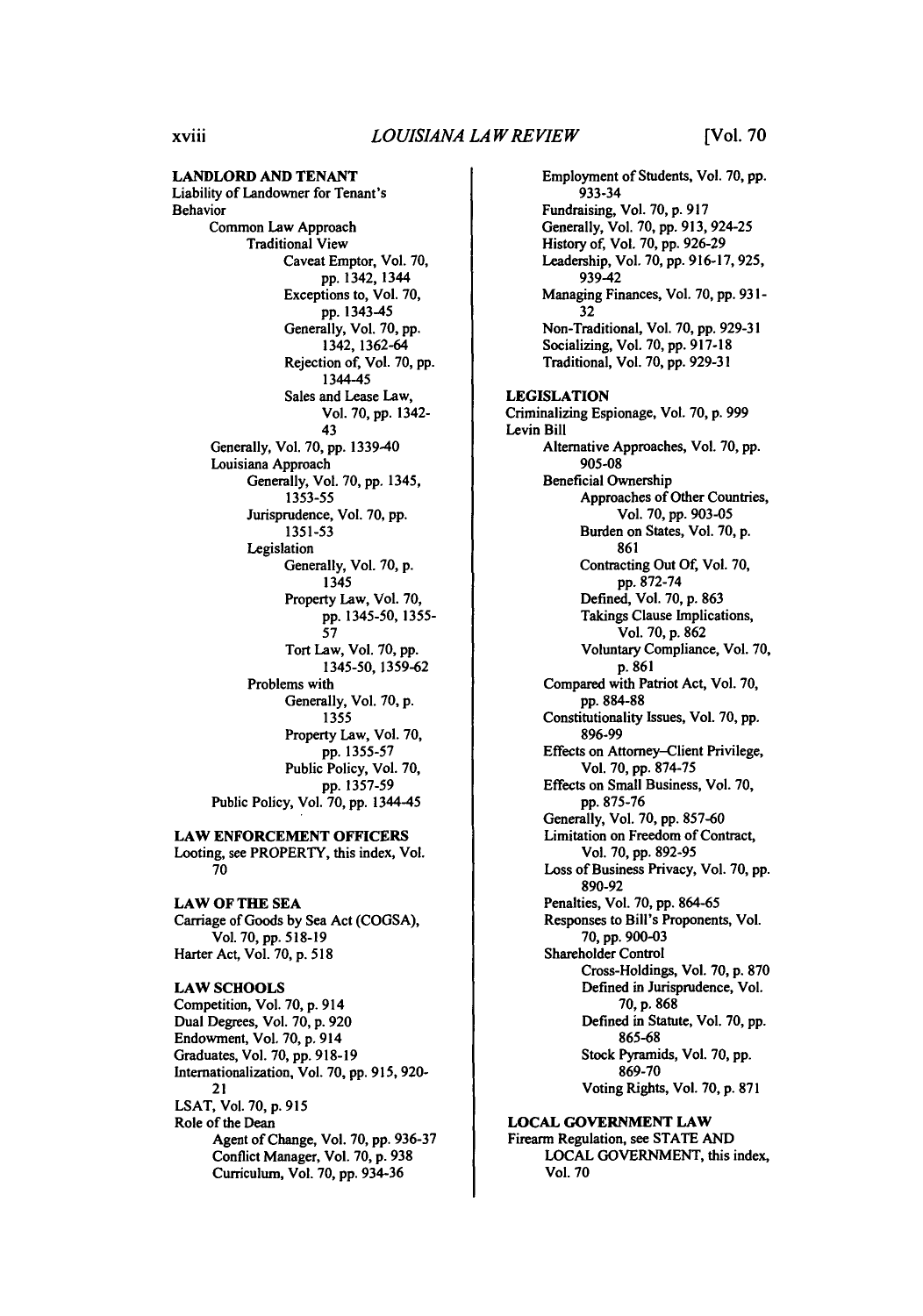**LANDLORD AND TENANT**

Liability of Landowner for Tenant's Behavior
- Common Law Approach
  - Traditional View
    - Caveat Emptor, Vol. 70, pp. 1342, 1344
    - Exceptions to, Vol. 70, pp. 1343-45
    - Generally, Vol. 70, pp. 1342, 1362-64
    - Rejection of, Vol. 70, pp. 1344-45
    - Sales and Lease Law, Vol. 70, pp. 1342-43
- Generally, Vol. 70, pp. 1339-40
- Louisiana Approach
  - Generally, Vol. 70, pp. 1345, 1353-55
  - Jurisprudence, Vol. 70, pp. 1351-53
  - Legislation
    - Generally, Vol. 70, p. 1345
    - Property Law, Vol. 70, pp. 1345-50, 1355-57
    - Tort Law, Vol. 70, pp. 1345-50, 1359-62
  - Problems with
    - Generally, Vol. 70, p. 1355
    - Property Law, Vol. 70, pp. 1355-57
    - Public Policy, Vol. 70, pp. 1357-59
- Public Policy, Vol. 70, pp. 1344-45

**LAW ENFORCEMENT OFFICERS**

Looting, see PROPERTY, this index, Vol. 70

**LAW OF THE SEA**

Carriage of Goods by Sea Act (COGSA), Vol. 70, pp. 518-19

Harter Act, Vol. 70, p. 518

**LAW SCHOOLS**

Competition, Vol. 70, p. 914

Dual Degrees, Vol. 70, p. 920

Endowment, Vol. 70, p. 914

Graduates, Vol. 70, pp. 918-19

Internationalization, Vol. 70, pp. 915, 920-21

LSAT, Vol. 70, p. 915

Role of the Dean
- Agent of Change, Vol. 70, pp. 936-37
- Conflict Manager, Vol. 70, p. 938
- Curriculum, Vol. 70, pp. 934-36
- Employment of Students, Vol. 70, pp. 933-34
- Fundraising, Vol. 70, p. 917
- Generally, Vol. 70, pp. 913, 924-25
- History of, Vol. 70, pp. 926-29
- Leadership, Vol. 70, pp. 916-17, 925, 939-42
- Managing Finances, Vol. 70, pp. 931-32
- Non-Traditional, Vol. 70, pp. 929-31
- Socializing, Vol. 70, pp. 917-18
- Traditional, Vol. 70, pp. 929-31

**LEGISLATION**

Criminalizing Espionage, Vol. 70, p. 999

Levin Bill
- Alternative Approaches, Vol. 70, pp. 905-08
- Beneficial Ownership
  - Approaches of Other Countries, Vol. 70, pp. 903-05
  - Burden on States, Vol. 70, p. 861
  - Contracting Out Of, Vol. 70, pp. 872-74
  - Defined, Vol. 70, p. 863
  - Takings Clause Implications, Vol. 70, p. 862
  - Voluntary Compliance, Vol. 70, p. 861
- Compared with Patriot Act, Vol. 70, pp. 884-88
- Constitutionality Issues, Vol. 70, pp. 896-99
- Effects on Attorney–Client Privilege, Vol. 70, pp. 874-75
- Effects on Small Business, Vol. 70, pp. 875-76
- Generally, Vol. 70, pp. 857-60
- Limitation on Freedom of Contract, Vol. 70, pp. 892-95
- Loss of Business Privacy, Vol. 70, pp. 890-92
- Penalties, Vol. 70, pp. 864-65
- Responses to Bill's Proponents, Vol. 70, pp. 900-03
- Shareholder Control
  - Cross-Holdings, Vol. 70, p. 870
  - Defined in Jurisprudence, Vol. 70, p. 868
  - Defined in Statute, Vol. 70, pp. 865-68
  - Stock Pyramids, Vol. 70, pp. 869-70
  - Voting Rights, Vol. 70, p. 871

**LOCAL GOVERNMENT LAW**

Firearm Regulation, see STATE AND LOCAL GOVERNMENT, this index, Vol. 70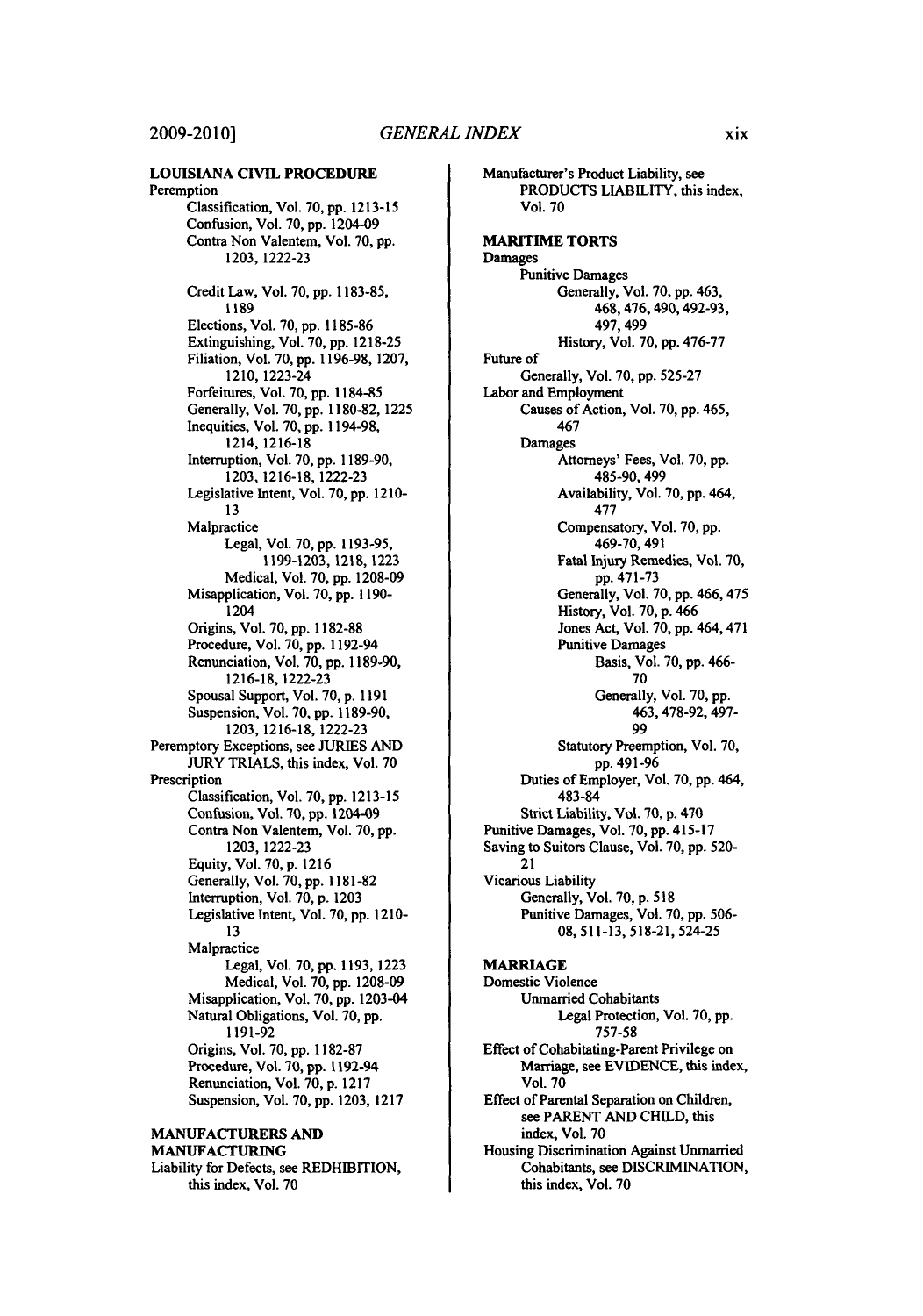**LOUISIANA CIVIL PROCEDURE**

Peremption
- Classification, Vol. 70, pp. 1213-15
- Confusion, Vol. 70, pp. 1204-09
- Contra Non Valentem, Vol. 70, pp. 1203, 1222-23
- Credit Law, Vol. 70, pp. 1183-85, 1189
- Elections, Vol. 70, pp. 1185-86
- Extinguishing, Vol. 70, pp. 1218-25
- Filiation, Vol. 70, pp. 1196-98, 1207, 1210, 1223-24
- Forfeitures, Vol. 70, pp. 1184-85
- Generally, Vol. 70, pp. 1180-82, 1225
- Inequities, Vol. 70, pp. 1194-98, 1214, 1216-18
- Interruption, Vol. 70, pp. 1189-90, 1203, 1216-18, 1222-23
- Legislative Intent, Vol. 70, pp. 1210-13
- Malpractice
  - Legal, Vol. 70, pp. 1193-95, 1199-1203, 1218, 1223
  - Medical, Vol. 70, pp. 1208-09
- Misapplication, Vol. 70, pp. 1190-1204
- Origins, Vol. 70, pp. 1182-88
- Procedure, Vol. 70, pp. 1192-94
- Renunciation, Vol. 70, pp. 1189-90, 1216-18, 1222-23
- Spousal Support, Vol. 70, p. 1191
- Suspension, Vol. 70, pp. 1189-90, 1203, 1216-18, 1222-23

Peremptory Exceptions, see JURIES AND JURY TRIALS, this index, Vol. 70

Prescription
- Classification, Vol. 70, pp. 1213-15
- Confusion, Vol. 70, pp. 1204-09
- Contra Non Valentem, Vol. 70, pp. 1203, 1222-23
- Equity, Vol. 70, p. 1216
- Generally, Vol. 70, pp. 1181-82
- Interruption, Vol. 70, p. 1203
- Legislative Intent, Vol. 70, pp. 1210-13
- Malpractice
  - Legal, Vol. 70, pp. 1193, 1223
  - Medical, Vol. 70, pp. 1208-09
- Misapplication, Vol. 70, pp. 1203-04
- Natural Obligations, Vol. 70, pp. 1191-92
- Origins, Vol. 70, pp. 1182-87
- Procedure, Vol. 70, pp. 1192-94
- Renunciation, Vol. 70, p. 1217
- Suspension, Vol. 70, pp. 1203, 1217

**MANUFACTURERS AND MANUFACTURING**

Liability for Defects, see REDHIBITION, this index, Vol. 70

Manufacturer's Product Liability, see PRODUCTS LIABILITY, this index, Vol. 70

**MARITIME TORTS**

Damages
- Punitive Damages
  - Generally, Vol. 70, pp. 463, 468, 476, 490, 492-93, 497, 499
  - History, Vol. 70, pp. 476-77

Future of
- Generally, Vol. 70, pp. 525-27

Labor and Employment
- Causes of Action, Vol. 70, pp. 465, 467
- Damages
  - Attorneys' Fees, Vol. 70, pp. 485-90, 499
  - Availability, Vol. 70, pp. 464, 477
  - Compensatory, Vol. 70, pp. 469-70, 491
  - Fatal Injury Remedies, Vol. 70, pp. 471-73
  - Generally, Vol. 70, pp. 466, 475
  - History, Vol. 70, p. 466
  - Jones Act, Vol. 70, pp. 464, 471
  - Punitive Damages
    - Basis, Vol. 70, pp. 466-70
    - Generally, Vol. 70, pp. 463, 478-92, 497-99
  - Statutory Preemption, Vol. 70, pp. 491-96
- Duties of Employer, Vol. 70, pp. 464, 483-84
- Strict Liability, Vol. 70, p. 470

Punitive Damages, Vol. 70, pp. 415-17

Saving to Suitors Clause, Vol. 70, pp. 520-21

Vicarious Liability
- Generally, Vol. 70, p. 518
- Punitive Damages, Vol. 70, pp. 506-08, 511-13, 518-21, 524-25

**MARRIAGE**

Domestic Violence
- Unmarried Cohabitants
  - Legal Protection, Vol. 70, pp. 757-58

Effect of Cohabitating-Parent Privilege on Marriage, see EVIDENCE, this index, Vol. 70

Effect of Parental Separation on Children, see PARENT AND CHILD, this index, Vol. 70

Housing Discrimination Against Unmarried Cohabitants, see DISCRIMINATION, this index, Vol. 70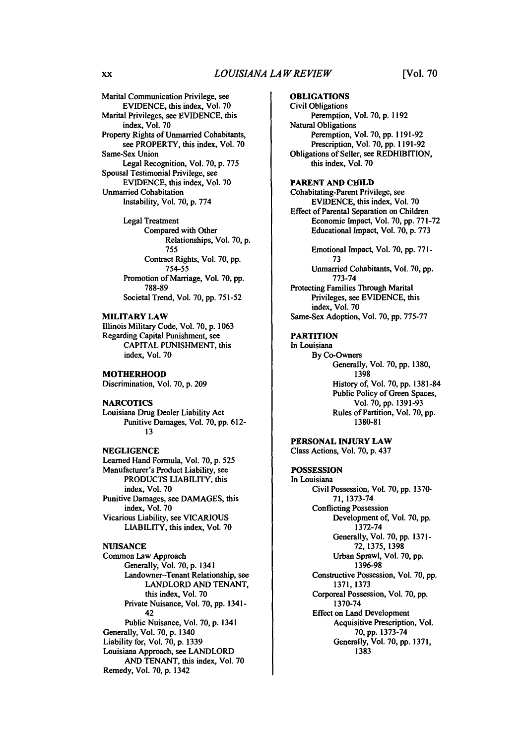Marital Communication Privilege, see EVIDENCE, this index, Vol. 70

Marital Privileges, see EVIDENCE, this index, Vol. 70

Property Rights of Unmarried Cohabitants, see PROPERTY, this index, Vol. 70

Same-Sex Union
- Legal Recognition, Vol. 70, p. 775

Spousal Testimonial Privilege, see EVIDENCE, this index, Vol. 70

Unmarried Cohabitation
- Instability, Vol. 70, p. 774
- Legal Treatment
  - Compared with Other Relationships, Vol. 70, p. 755
  - Contract Rights, Vol. 70, pp. 754-55
  - Promotion of Marriage, Vol. 70, pp. 788-89
  - Societal Trend, Vol. 70, pp. 751-52

**MILITARY LAW**

Illinois Military Code, Vol. 70, p. 1063

Regarding Capital Punishment, see CAPITAL PUNISHMENT, this index, Vol. 70

**MOTHERHOOD**

Discrimination, Vol. 70, p. 209

**NARCOTICS**

Louisiana Drug Dealer Liability Act
- Punitive Damages, Vol. 70, pp. 612-13

**NEGLIGENCE**

Learned Hand Formula, Vol. 70, p. 525

Manufacturer's Product Liability, see PRODUCTS LIABILITY, this index, Vol. 70

Punitive Damages, see DAMAGES, this index, Vol. 70

Vicarious Liability, see VICARIOUS LIABILITY, this index, Vol. 70

**NUISANCE**

Common Law Approach
- Generally, Vol. 70, p. 1341
- Landowner–Tenant Relationship, see LANDLORD AND TENANT, this index, Vol. 70
- Private Nuisance, Vol. 70, pp. 1341-42
- Public Nuisance, Vol. 70, p. 1341

Generally, Vol. 70, p. 1340

Liability for, Vol. 70, p. 1339

Louisiana Approach, see LANDLORD AND TENANT, this index, Vol. 70

Remedy, Vol. 70, p. 1342

**OBLIGATIONS**

Civil Obligations
- Peremption, Vol. 70, p. 1192

Natural Obligations
- Peremption, Vol. 70, pp. 1191-92
- Prescription, Vol. 70, pp. 1191-92

Obligations of Seller, see REDHIBITION, this index, Vol. 70

**PARENT AND CHILD**

Cohabitating-Parent Privilege, see EVIDENCE, this index, Vol. 70

Effect of Parental Separation on Children
- Economic Impact, Vol. 70, pp. 771-72
- Educational Impact, Vol. 70, p. 773
- Emotional Impact, Vol. 70, pp. 771-73
- Unmarried Cohabitants, Vol. 70, pp. 773-74

Protecting Families Through Marital Privileges, see EVIDENCE, this index, Vol. 70

Same-Sex Adoption, Vol. 70, pp. 775-77

**PARTITION**

In Louisiana
- By Co-Owners
  - Generally, Vol. 70, pp. 1380, 1398
  - History of, Vol. 70, pp. 1381-84
  - Public Policy of Green Spaces, Vol. 70, pp. 1391-93
  - Rules of Partition, Vol. 70, pp. 1380-81

**PERSONAL INJURY LAW**

Class Actions, Vol. 70, p. 437

**POSSESSION**

In Louisiana
- Civil Possession, Vol. 70, pp. 1370-71, 1373-74
- Conflicting Possession
  - Development of, Vol. 70, pp. 1372-74
  - Generally, Vol. 70, pp. 1371-72, 1375, 1398
  - Urban Sprawl, Vol. 70, pp. 1396-98
- Constructive Possession, Vol. 70, pp. 1371, 1373
- Corporeal Possession, Vol. 70, pp. 1370-74
- Effect on Land Development
  - Acquisitive Prescription, Vol. 70, pp. 1373-74
  - Generally, Vol. 70, pp. 1371, 1383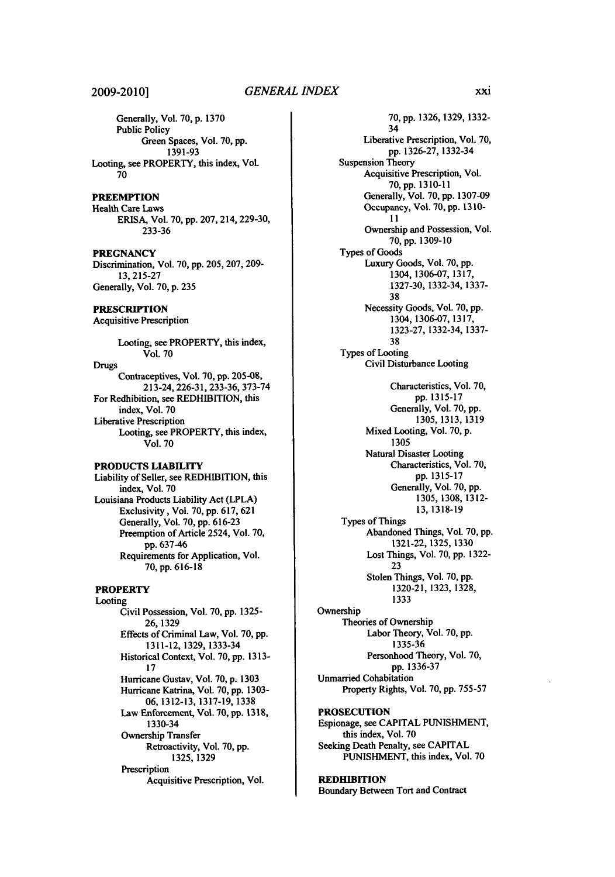Generally, Vol. 70, p. 1370
Public Policy
Green Spaces, Vol. 70, pp. 1391-93
Looting, see PROPERTY, this index, Vol. 70

**PREEMPTION**
Health Care Laws
ERISA, Vol. 70, pp. 207, 214, 229-30, 233-36

**PREGNANCY**
Discrimination, Vol. 70, pp. 205, 207, 209-13, 215-27
Generally, Vol. 70, p. 235

**PRESCRIPTION**
Acquisitive Prescription
Looting, see PROPERTY, this index, Vol. 70
Drugs
Contraceptives, Vol. 70, pp. 205-08, 213-24, 226-31, 233-36, 373-74
For Redhibition, see REDHIBITION, this index, Vol. 70
Liberative Prescription
Looting, see PROPERTY, this index, Vol. 70

**PRODUCTS LIABILITY**
Liability of Seller, see REDHIBITION, this index, Vol. 70
Louisiana Products Liability Act (LPLA)
Exclusivity , Vol. 70, pp. 617, 621
Generally, Vol. 70, pp. 616-23
Preemption of Article 2524, Vol. 70, pp. 637-46
Requirements for Application, Vol. 70, pp. 616-18

**PROPERTY**
Looting
Civil Possession, Vol. 70, pp. 1325-26, 1329
Effects of Criminal Law, Vol. 70, pp. 1311-12, 1329, 1333-34
Historical Context, Vol. 70, pp. 1313-17
Hurricane Gustav, Vol. 70, p. 1303
Hurricane Katrina, Vol. 70, pp. 1303-06, 1312-13, 1317-19, 1338
Law Enforcement, Vol. 70, pp. 1318, 1330-34
Ownership Transfer
Retroactivity, Vol. 70, pp. 1325, 1329
Prescription
Acquisitive Prescription, Vol. 70, pp. 1326, 1329, 1332-34
Liberative Prescription, Vol. 70, pp. 1326-27, 1332-34
Suspension Theory
Acquisitive Prescription, Vol. 70, pp. 1310-11
Generally, Vol. 70, pp. 1307-09
Occupancy, Vol. 70, pp. 1310-11
Ownership and Possession, Vol. 70, pp. 1309-10
Types of Goods
Luxury Goods, Vol. 70, pp. 1304, 1306-07, 1317, 1327-30, 1332-34, 1337-38
Necessity Goods, Vol. 70, pp. 1304, 1306-07, 1317, 1323-27, 1332-34, 1337-38
Types of Looting
Civil Disturbance Looting
Characteristics, Vol. 70, pp. 1315-17
Generally, Vol. 70, pp. 1305, 1313, 1319
Mixed Looting, Vol. 70, p. 1305
Natural Disaster Looting
Characteristics, Vol. 70, pp. 1315-17
Generally, Vol. 70, pp. 1305, 1308, 1312-13, 1318-19
Types of Things
Abandoned Things, Vol. 70, pp. 1321-22, 1325, 1330
Lost Things, Vol. 70, pp. 1322-23
Stolen Things, Vol. 70, pp. 1320-21, 1323, 1328, 1333
Ownership
Theories of Ownership
Labor Theory, Vol. 70, pp. 1335-36
Personhood Theory, Vol. 70, pp. 1336-37
Unmarried Cohabitation
Property Rights, Vol. 70, pp. 755-57

**PROSECUTION**
Espionage, see CAPITAL PUNISHMENT, this index, Vol. 70
Seeking Death Penalty, see CAPITAL PUNISHMENT, this index, Vol. 70

**REDHIBITION**
Boundary Between Tort and Contract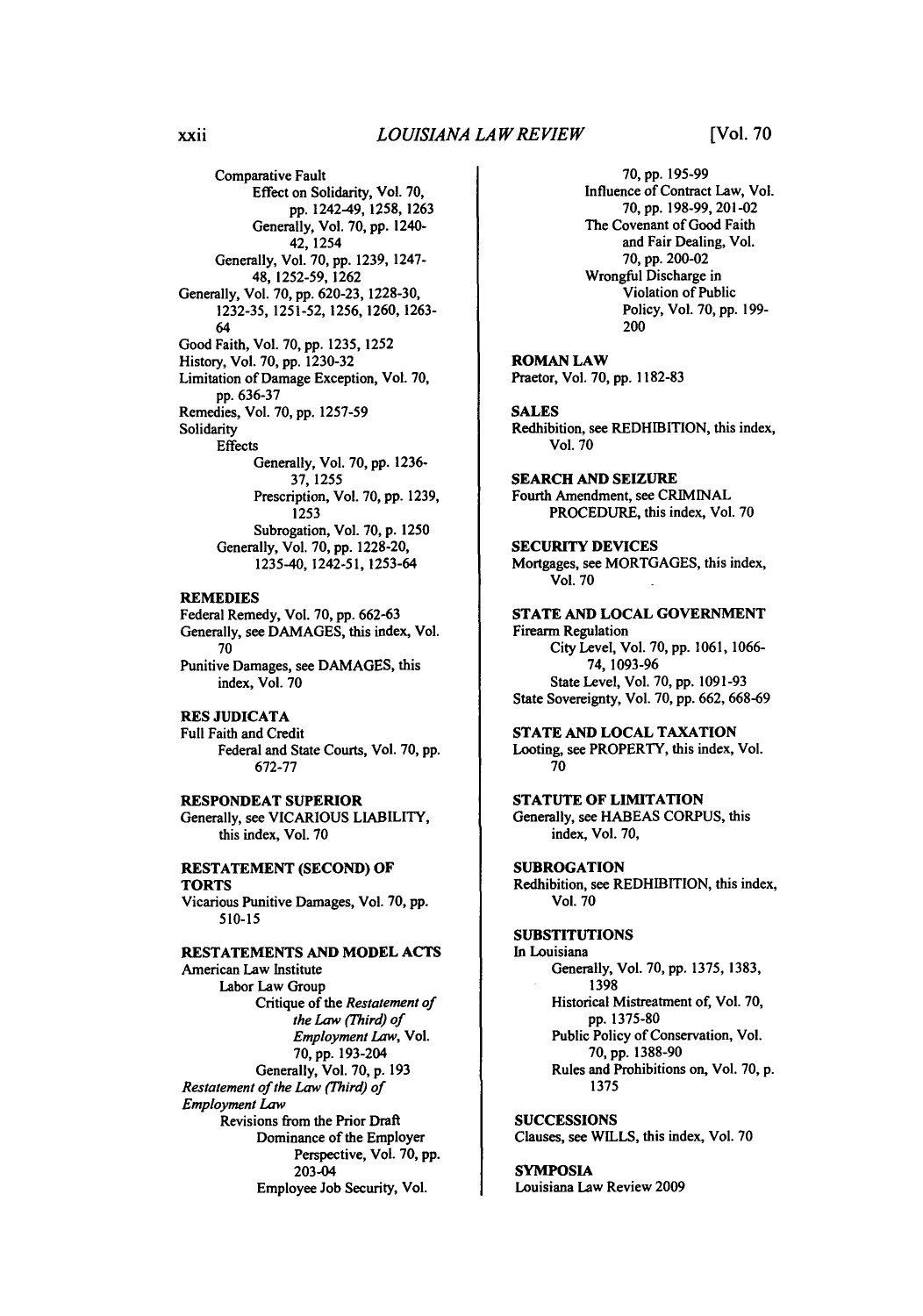Comparative Fault
- Effect on Solidarity, Vol. 70, pp. 1242-49, 1258, 1263
- Generally, Vol. 70, pp. 1240-42, 1254

Generally, Vol. 70, pp. 1239, 1247-48, 1252-59, 1262

Generally, Vol. 70, pp. 620-23, 1228-30, 1232-35, 1251-52, 1256, 1260, 1263-64

Good Faith, Vol. 70, pp. 1235, 1252

History, Vol. 70, pp. 1230-32

Limitation of Damage Exception, Vol. 70, pp. 636-37

Remedies, Vol. 70, pp. 1257-59

Solidarity
- Effects
  - Generally, Vol. 70, pp. 1236-37, 1255
  - Prescription, Vol. 70, pp. 1239, 1253
  - Subrogation, Vol. 70, p. 1250
- Generally, Vol. 70, pp. 1228-20, 1235-40, 1242-51, 1253-64

**REMEDIES**

Federal Remedy, Vol. 70, pp. 662-63

Generally, see DAMAGES, this index, Vol. 70

Punitive Damages, see DAMAGES, this index, Vol. 70

**RES JUDICATA**

Full Faith and Credit
- Federal and State Courts, Vol. 70, pp. 672-77

**RESPONDEAT SUPERIOR**

Generally, see VICARIOUS LIABILITY, this index, Vol. 70

**RESTATEMENT (SECOND) OF TORTS**

Vicarious Punitive Damages, Vol. 70, pp. 510-15

**RESTATEMENTS AND MODEL ACTS**

American Law Institute
- Labor Law Group
  - Critique of the *Restatement of the Law (Third) of Employment Law*, Vol. 70, pp. 193-204
  - Generally, Vol. 70, p. 193

*Restatement of the Law (Third) of Employment Law*
- Revisions from the Prior Draft
  - Dominance of the Employer Perspective, Vol. 70, pp. 203-04
  - Employee Job Security, Vol. 70, pp. 195-99
  - Influence of Contract Law, Vol. 70, pp. 198-99, 201-02
  - The Covenant of Good Faith and Fair Dealing, Vol. 70, pp. 200-02
  - Wrongful Discharge in Violation of Public Policy, Vol. 70, pp. 199-200

**ROMAN LAW**

Praetor, Vol. 70, pp. 1182-83

**SALES**

Redhibition, see REDHIBITION, this index, Vol. 70

**SEARCH AND SEIZURE**

Fourth Amendment, see CRIMINAL PROCEDURE, this index, Vol. 70

**SECURITY DEVICES**

Mortgages, see MORTGAGES, this index, Vol. 70

**STATE AND LOCAL GOVERNMENT**

Firearm Regulation
- City Level, Vol. 70, pp. 1061, 1066-74, 1093-96
- State Level, Vol. 70, pp. 1091-93

State Sovereignty, Vol. 70, pp. 662, 668-69

**STATE AND LOCAL TAXATION**

Looting, see PROPERTY, this index, Vol. 70

**STATUTE OF LIMITATION**

Generally, see HABEAS CORPUS, this index, Vol. 70,

**SUBROGATION**

Redhibition, see REDHIBITION, this index, Vol. 70

**SUBSTITUTIONS**

In Louisiana
- Generally, Vol. 70, pp. 1375, 1383, 1398
- Historical Mistreatment of, Vol. 70, pp. 1375-80
- Public Policy of Conservation, Vol. 70, pp. 1388-90
- Rules and Prohibitions on, Vol. 70, p. 1375

**SUCCESSIONS**

Clauses, see WILLS, this index, Vol. 70

**SYMPOSIA**

Louisiana Law Review 2009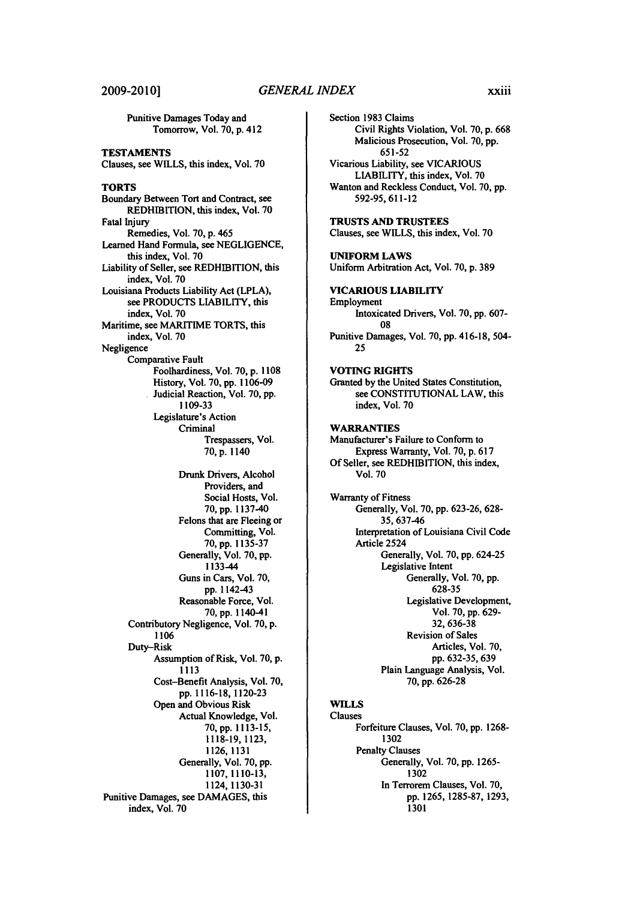Punitive Damages Today and Tomorrow, Vol. 70, p. 412

**TESTAMENTS**

Clauses, see WILLS, this index, Vol. 70

**TORTS**

Boundary Between Tort and Contract, see REDHIBITION, this index, Vol. 70

Fatal Injury

- Remedies, Vol. 70, p. 465

Learned Hand Formula, see NEGLIGENCE, this index, Vol. 70

Liability of Seller, see REDHIBITION, this index, Vol. 70

Louisiana Products Liability Act (LPLA), see PRODUCTS LIABILITY, this index, Vol. 70

Maritime, see MARITIME TORTS, this index, Vol. 70

Negligence

- Comparative Fault
  - Foolhardiness, Vol. 70, p. 1108
  - History, Vol. 70, pp. 1106-09
  - Judicial Reaction, Vol. 70, pp. 1109-33
  - Legislature's Action
    - Criminal
      - Trespassers, Vol. 70, p. 1140
    - Drunk Drivers, Alcohol Providers, and Social Hosts, Vol. 70, pp. 1137-40
    - Felons that are Fleeing or Committing, Vol. 70, pp. 1135-37
    - Generally, Vol. 70, pp. 1133-44
    - Guns in Cars, Vol. 70, pp. 1142-43
    - Reasonable Force, Vol. 70, pp. 1140-41
- Contributory Negligence, Vol. 70, p. 1106
- Duty–Risk
  - Assumption of Risk, Vol. 70, p. 1113
  - Cost–Benefit Analysis, Vol. 70, pp. 1116-18, 1120-23
  - Open and Obvious Risk
    - Actual Knowledge, Vol. 70, pp. 1113-15, 1118-19, 1123, 1126, 1131
    - Generally, Vol. 70, pp. 1107, 1110-13, 1124, 1130-31

Punitive Damages, see DAMAGES, this index, Vol. 70

Section 1983 Claims

- Civil Rights Violation, Vol. 70, p. 668
- Malicious Prosecution, Vol. 70, pp. 651-52

Vicarious Liability, see VICARIOUS LIABILITY, this index, Vol. 70

Wanton and Reckless Conduct, Vol. 70, pp. 592-95, 611-12

**TRUSTS AND TRUSTEES**

Clauses, see WILLS, this index, Vol. 70

**UNIFORM LAWS**

Uniform Arbitration Act, Vol. 70, p. 389

**VICARIOUS LIABILITY**

Employment

- Intoxicated Drivers, Vol. 70, pp. 607-08

Punitive Damages, Vol. 70, pp. 416-18, 504-25

**VOTING RIGHTS**

Granted by the United States Constitution, see CONSTITUTIONAL LAW, this index, Vol. 70

**WARRANTIES**

Manufacturer's Failure to Conform to Express Warranty, Vol. 70, p. 617

Of Seller, see REDHIBITION, this index, Vol. 70

Warranty of Fitness

- Generally, Vol. 70, pp. 623-26, 628-35, 637-46
- Interpretation of Louisiana Civil Code Article 2524
  - Generally, Vol. 70, pp. 624-25
  - Legislative Intent
    - Generally, Vol. 70, pp. 628-35
    - Legislative Development, Vol. 70, pp. 629-32, 636-38
    - Revision of Sales Articles, Vol. 70, pp. 632-35, 639
  - Plain Language Analysis, Vol. 70, pp. 626-28

**WILLS**

Clauses

- Forfeiture Clauses, Vol. 70, pp. 1268-1302
- Penalty Clauses
  - Generally, Vol. 70, pp. 1265-1302
  - In Terrorem Clauses, Vol. 70, pp. 1265, 1285-87, 1293, 1301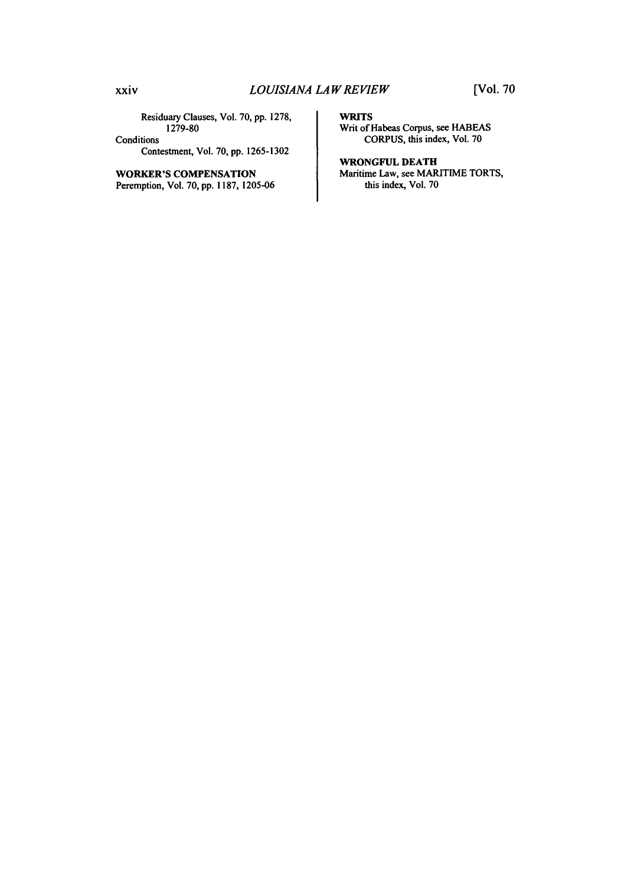Residuary Clauses, Vol. 70, pp. 1278, 1279-80

Conditions

Contestment, Vol. 70, pp. 1265-1302

**WORKER'S COMPENSATION**

Peremption, Vol. 70, pp. 1187, 1205-06

**WRITS**

Writ of Habeas Corpus, see HABEAS CORPUS, this index, Vol. 70

**WRONGFUL DEATH**

Maritime Law, see MARITIME TORTS, this index, Vol. 70